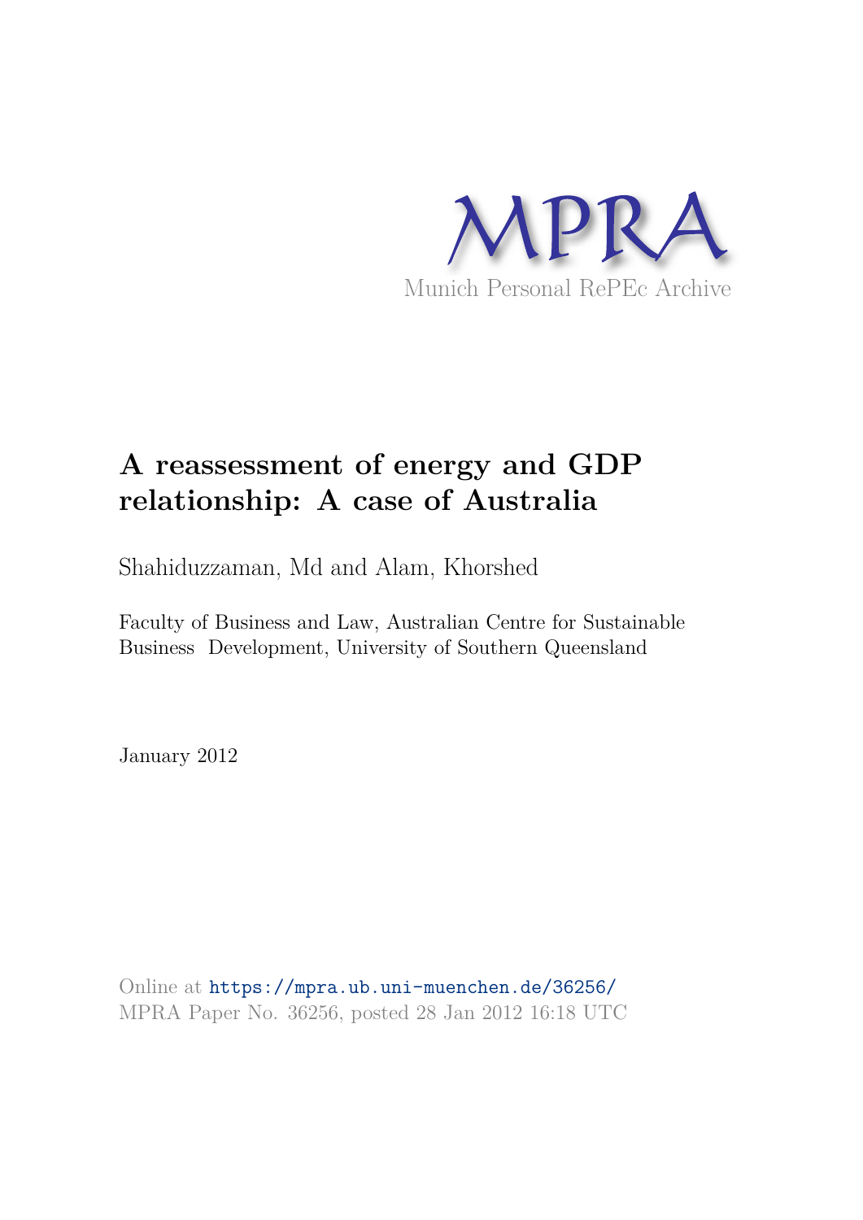MPRA

Munich Personal RePEc Archive

# A reassessment of energy and GDP relationship: A case of Australia

Shahiduzzaman, Md and Alam, Khorshed

Faculty of Business and Law, Australian Centre for Sustainable Business Development, University of Southern Queensland

January 2012

Online at https://mpra.ub.uni-muenchen.de/36256/
MPRA Paper No. 36256, posted 28 Jan 2012 16:18 UTC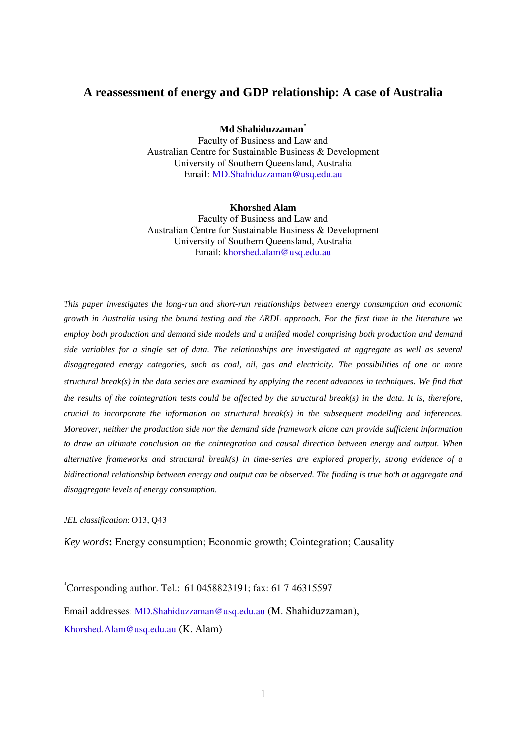# A reassessment of energy and GDP relationship: A case of Australia

**Md Shahiduzzaman***
Faculty of Business and Law and
Australian Centre for Sustainable Business & Development
University of Southern Queensland, Australia
Email: MD.Shahiduzzaman@usq.edu.au

**Khorshed Alam**
Faculty of Business and Law and
Australian Centre for Sustainable Business & Development
University of Southern Queensland, Australia
Email: khorshed.alam@usq.edu.au

*This paper investigates the long-run and short-run relationships between energy consumption and economic growth in Australia using the bound testing and the ARDL approach. For the first time in the literature we employ both production and demand side models and a unified model comprising both production and demand side variables for a single set of data. The relationships are investigated at aggregate as well as several disaggregated energy categories, such as coal, oil, gas and electricity. The possibilities of one or more structural break(s) in the data series are examined by applying the recent advances in techniques. We find that the results of the cointegration tests could be affected by the structural break(s) in the data. It is, therefore, crucial to incorporate the information on structural break(s) in the subsequent modelling and inferences. Moreover, neither the production side nor the demand side framework alone can provide sufficient information to draw an ultimate conclusion on the cointegration and causal direction between energy and output. When alternative frameworks and structural break(s) in time-series are explored properly, strong evidence of a bidirectional relationship between energy and output can be observed. The finding is true both at aggregate and disaggregate levels of energy consumption.*

*JEL classification*: O13, Q43

*Key words*: Energy consumption; Economic growth; Cointegration; Causality

*Corresponding author. Tel.: 61 0458823191; fax: 61 7 46315597

Email addresses: MD.Shahiduzzaman@usq.edu.au (M. Shahiduzzaman),
Khorshed.Alam@usq.edu.au (K. Alam)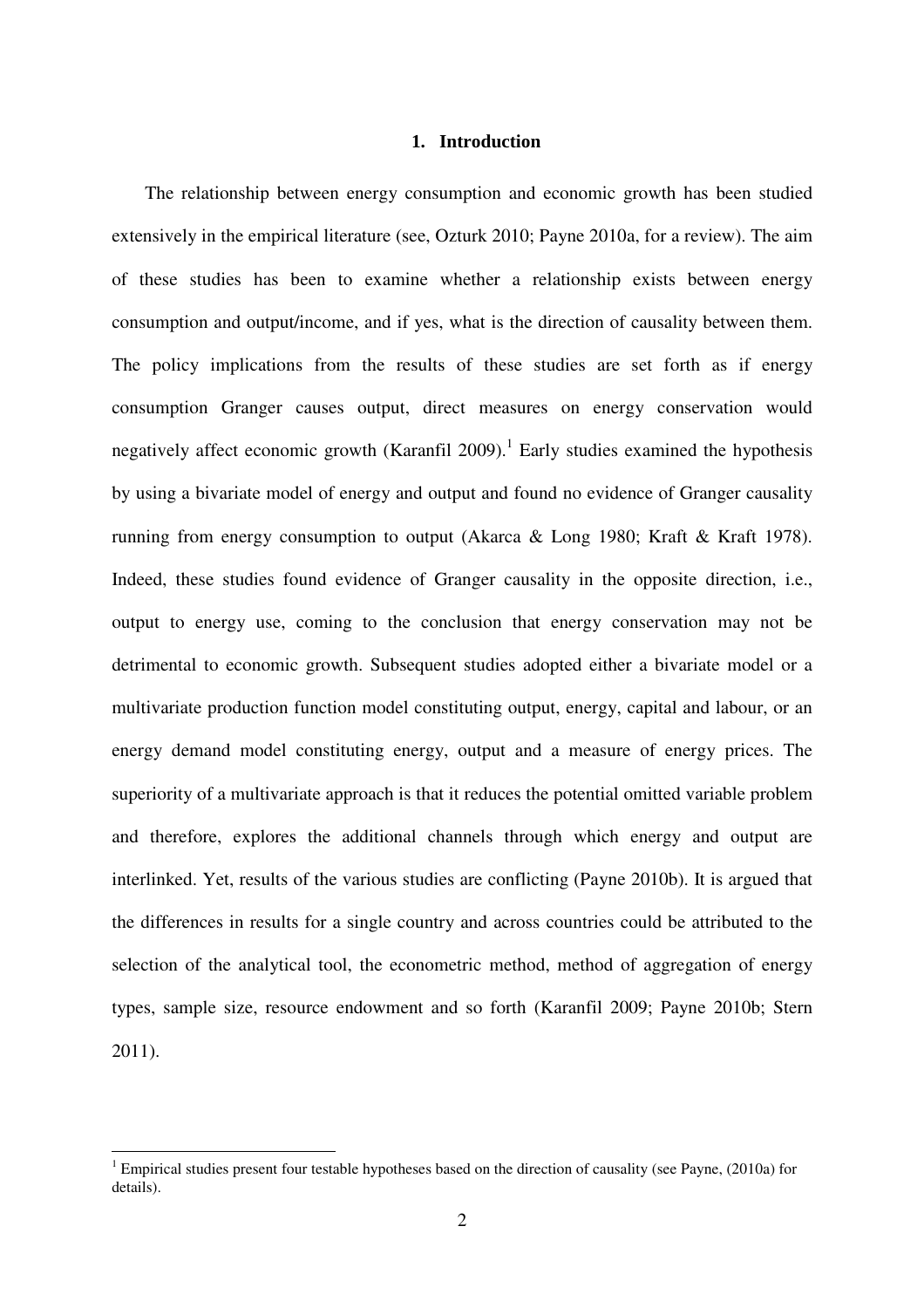## 1. Introduction

The relationship between energy consumption and economic growth has been studied extensively in the empirical literature (see, Ozturk 2010; Payne 2010a, for a review). The aim of these studies has been to examine whether a relationship exists between energy consumption and output/income, and if yes, what is the direction of causality between them. The policy implications from the results of these studies are set forth as if energy consumption Granger causes output, direct measures on energy conservation would negatively affect economic growth (Karanfil 2009).[1] Early studies examined the hypothesis by using a bivariate model of energy and output and found no evidence of Granger causality running from energy consumption to output (Akarca & Long 1980; Kraft & Kraft 1978). Indeed, these studies found evidence of Granger causality in the opposite direction, i.e., output to energy use, coming to the conclusion that energy conservation may not be detrimental to economic growth. Subsequent studies adopted either a bivariate model or a multivariate production function model constituting output, energy, capital and labour, or an energy demand model constituting energy, output and a measure of energy prices. The superiority of a multivariate approach is that it reduces the potential omitted variable problem and therefore, explores the additional channels through which energy and output are interlinked. Yet, results of the various studies are conflicting (Payne 2010b). It is argued that the differences in results for a single country and across countries could be attributed to the selection of the analytical tool, the econometric method, method of aggregation of energy types, sample size, resource endowment and so forth (Karanfil 2009; Payne 2010b; Stern 2011).

---

[1] Empirical studies present four testable hypotheses based on the direction of causality (see Payne, (2010a) for details).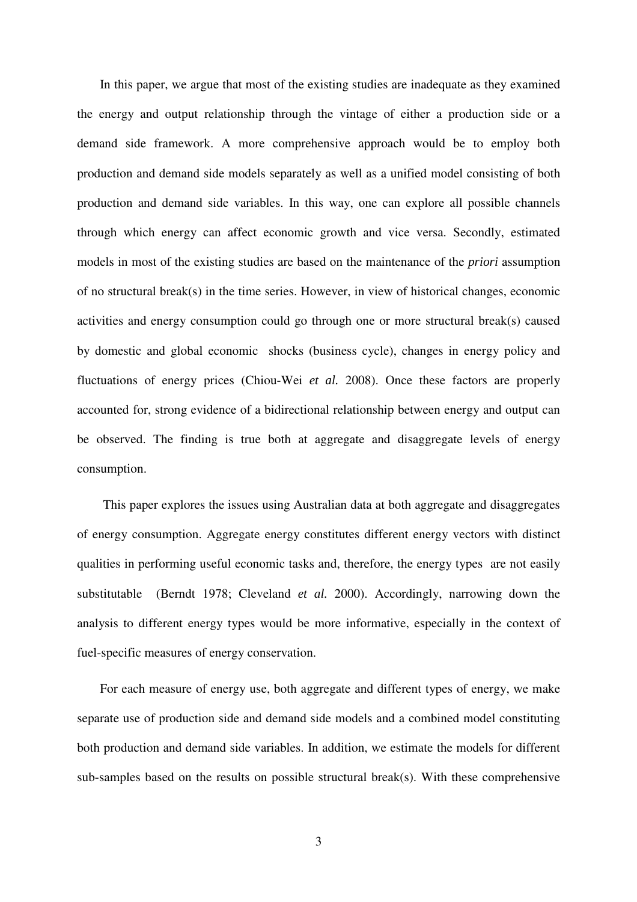In this paper, we argue that most of the existing studies are inadequate as they examined the energy and output relationship through the vintage of either a production side or a demand side framework. A more comprehensive approach would be to employ both production and demand side models separately as well as a unified model consisting of both production and demand side variables. In this way, one can explore all possible channels through which energy can affect economic growth and vice versa. Secondly, estimated models in most of the existing studies are based on the maintenance of the *priori* assumption of no structural break(s) in the time series. However, in view of historical changes, economic activities and energy consumption could go through one or more structural break(s) caused by domestic and global economic shocks (business cycle), changes in energy policy and fluctuations of energy prices (Chiou-Wei *et al.* 2008). Once these factors are properly accounted for, strong evidence of a bidirectional relationship between energy and output can be observed. The finding is true both at aggregate and disaggregate levels of energy consumption.

This paper explores the issues using Australian data at both aggregate and disaggregates of energy consumption. Aggregate energy constitutes different energy vectors with distinct qualities in performing useful economic tasks and, therefore, the energy types are not easily substitutable (Berndt 1978; Cleveland *et al.* 2000). Accordingly, narrowing down the analysis to different energy types would be more informative, especially in the context of fuel-specific measures of energy conservation.

For each measure of energy use, both aggregate and different types of energy, we make separate use of production side and demand side models and a combined model constituting both production and demand side variables. In addition, we estimate the models for different sub-samples based on the results on possible structural break(s). With these comprehensive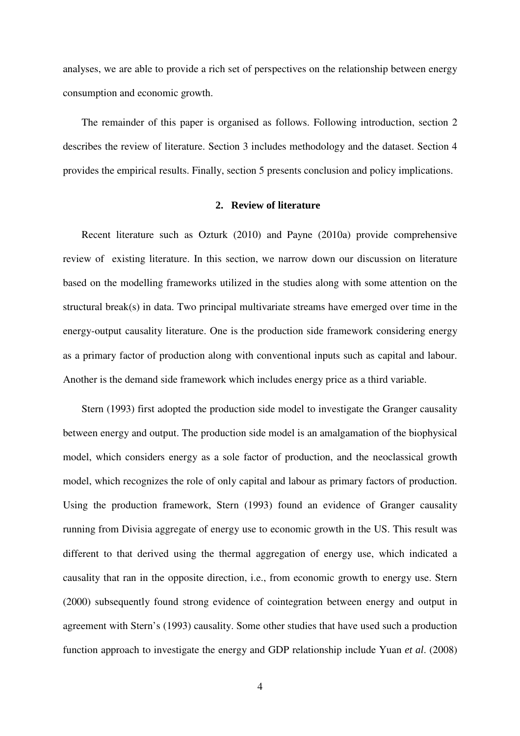analyses, we are able to provide a rich set of perspectives on the relationship between energy consumption and economic growth.

The remainder of this paper is organised as follows. Following introduction, section 2 describes the review of literature. Section 3 includes methodology and the dataset. Section 4 provides the empirical results. Finally, section 5 presents conclusion and policy implications.

## 2. Review of literature

Recent literature such as Ozturk (2010) and Payne (2010a) provide comprehensive review of existing literature. In this section, we narrow down our discussion on literature based on the modelling frameworks utilized in the studies along with some attention on the structural break(s) in data. Two principal multivariate streams have emerged over time in the energy-output causality literature. One is the production side framework considering energy as a primary factor of production along with conventional inputs such as capital and labour. Another is the demand side framework which includes energy price as a third variable.

Stern (1993) first adopted the production side model to investigate the Granger causality between energy and output. The production side model is an amalgamation of the biophysical model, which considers energy as a sole factor of production, and the neoclassical growth model, which recognizes the role of only capital and labour as primary factors of production. Using the production framework, Stern (1993) found an evidence of Granger causality running from Divisia aggregate of energy use to economic growth in the US. This result was different to that derived using the thermal aggregation of energy use, which indicated a causality that ran in the opposite direction, i.e., from economic growth to energy use. Stern (2000) subsequently found strong evidence of cointegration between energy and output in agreement with Stern's (1993) causality. Some other studies that have used such a production function approach to investigate the energy and GDP relationship include Yuan *et al*. (2008)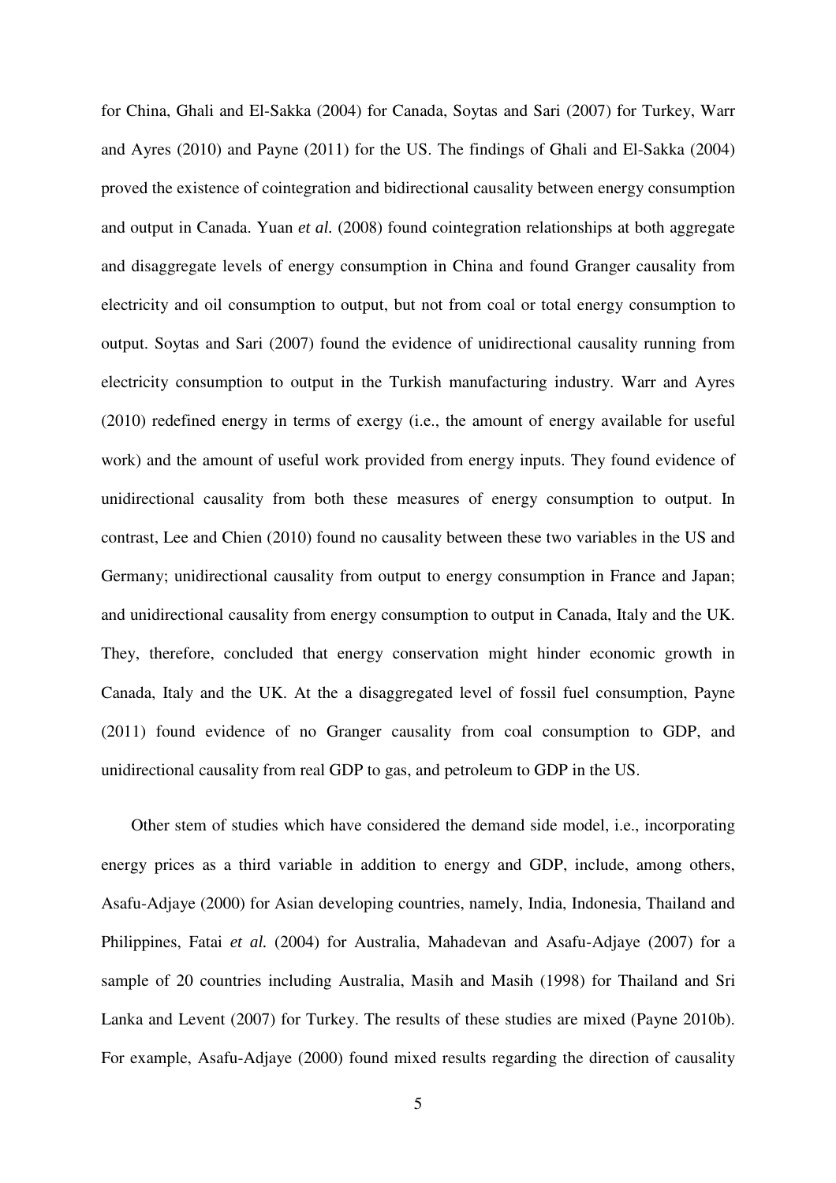for China, Ghali and El-Sakka (2004) for Canada, Soytas and Sari (2007) for Turkey, Warr and Ayres (2010) and Payne (2011) for the US. The findings of Ghali and El-Sakka (2004) proved the existence of cointegration and bidirectional causality between energy consumption and output in Canada. Yuan *et al.* (2008) found cointegration relationships at both aggregate and disaggregate levels of energy consumption in China and found Granger causality from electricity and oil consumption to output, but not from coal or total energy consumption to output. Soytas and Sari (2007) found the evidence of unidirectional causality running from electricity consumption to output in the Turkish manufacturing industry. Warr and Ayres (2010) redefined energy in terms of exergy (i.e., the amount of energy available for useful work) and the amount of useful work provided from energy inputs. They found evidence of unidirectional causality from both these measures of energy consumption to output. In contrast, Lee and Chien (2010) found no causality between these two variables in the US and Germany; unidirectional causality from output to energy consumption in France and Japan; and unidirectional causality from energy consumption to output in Canada, Italy and the UK. They, therefore, concluded that energy conservation might hinder economic growth in Canada, Italy and the UK. At the a disaggregated level of fossil fuel consumption, Payne (2011) found evidence of no Granger causality from coal consumption to GDP, and unidirectional causality from real GDP to gas, and petroleum to GDP in the US.

Other stem of studies which have considered the demand side model, i.e., incorporating energy prices as a third variable in addition to energy and GDP, include, among others, Asafu-Adjaye (2000) for Asian developing countries, namely, India, Indonesia, Thailand and Philippines, Fatai *et al.* (2004) for Australia, Mahadevan and Asafu-Adjaye (2007) for a sample of 20 countries including Australia, Masih and Masih (1998) for Thailand and Sri Lanka and Levent (2007) for Turkey. The results of these studies are mixed (Payne 2010b). For example, Asafu-Adjaye (2000) found mixed results regarding the direction of causality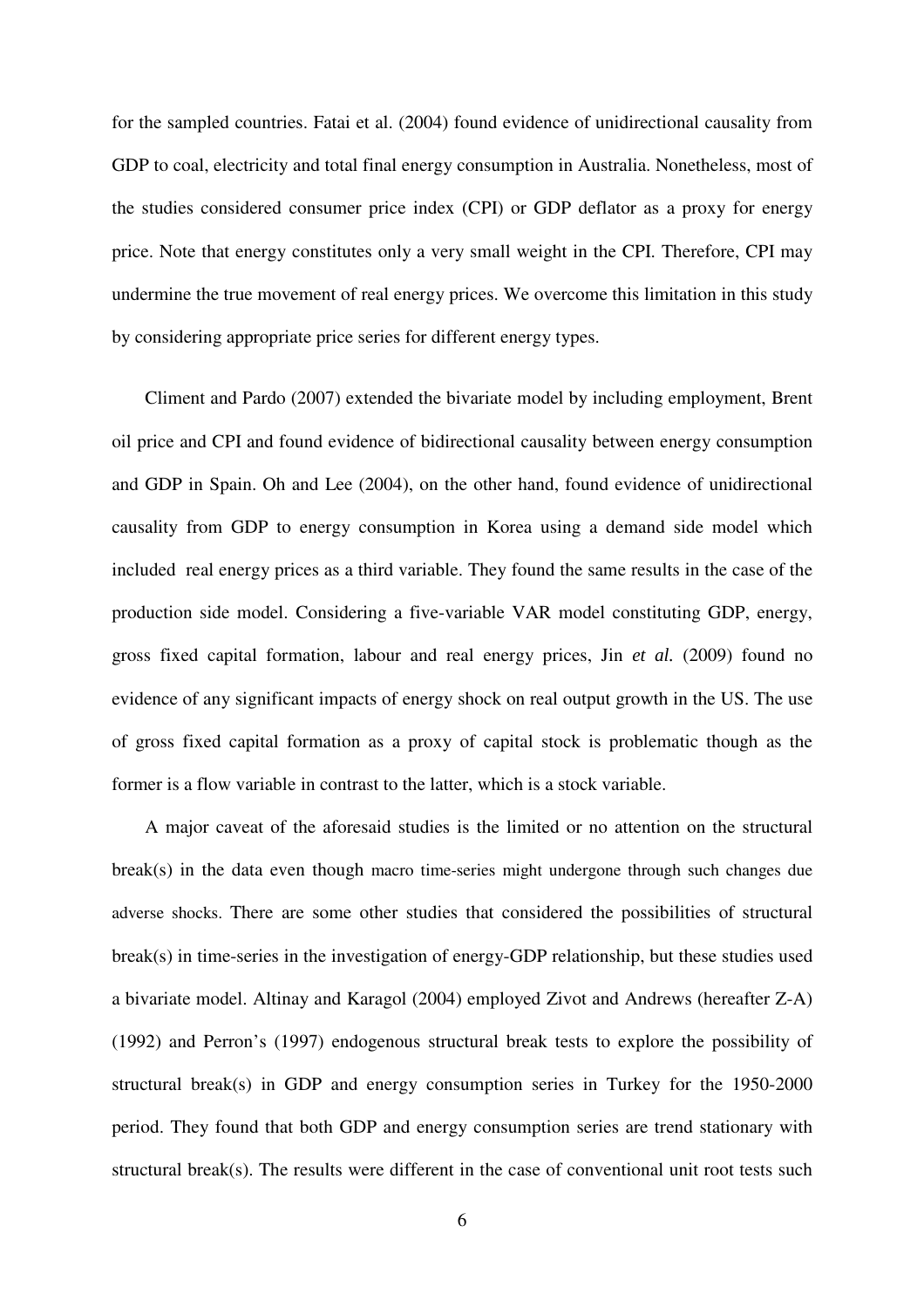for the sampled countries. Fatai et al. (2004) found evidence of unidirectional causality from GDP to coal, electricity and total final energy consumption in Australia. Nonetheless, most of the studies considered consumer price index (CPI) or GDP deflator as a proxy for energy price. Note that energy constitutes only a very small weight in the CPI. Therefore, CPI may undermine the true movement of real energy prices. We overcome this limitation in this study by considering appropriate price series for different energy types.

Climent and Pardo (2007) extended the bivariate model by including employment, Brent oil price and CPI and found evidence of bidirectional causality between energy consumption and GDP in Spain. Oh and Lee (2004), on the other hand, found evidence of unidirectional causality from GDP to energy consumption in Korea using a demand side model which included real energy prices as a third variable. They found the same results in the case of the production side model. Considering a five-variable VAR model constituting GDP, energy, gross fixed capital formation, labour and real energy prices, Jin *et al.* (2009) found no evidence of any significant impacts of energy shock on real output growth in the US. The use of gross fixed capital formation as a proxy of capital stock is problematic though as the former is a flow variable in contrast to the latter, which is a stock variable.

A major caveat of the aforesaid studies is the limited or no attention on the structural break(s) in the data even though macro time-series might undergone through such changes due adverse shocks. There are some other studies that considered the possibilities of structural break(s) in time-series in the investigation of energy-GDP relationship, but these studies used a bivariate model. Altinay and Karagol (2004) employed Zivot and Andrews (hereafter Z-A) (1992) and Perron's (1997) endogenous structural break tests to explore the possibility of structural break(s) in GDP and energy consumption series in Turkey for the 1950-2000 period. They found that both GDP and energy consumption series are trend stationary with structural break(s). The results were different in the case of conventional unit root tests such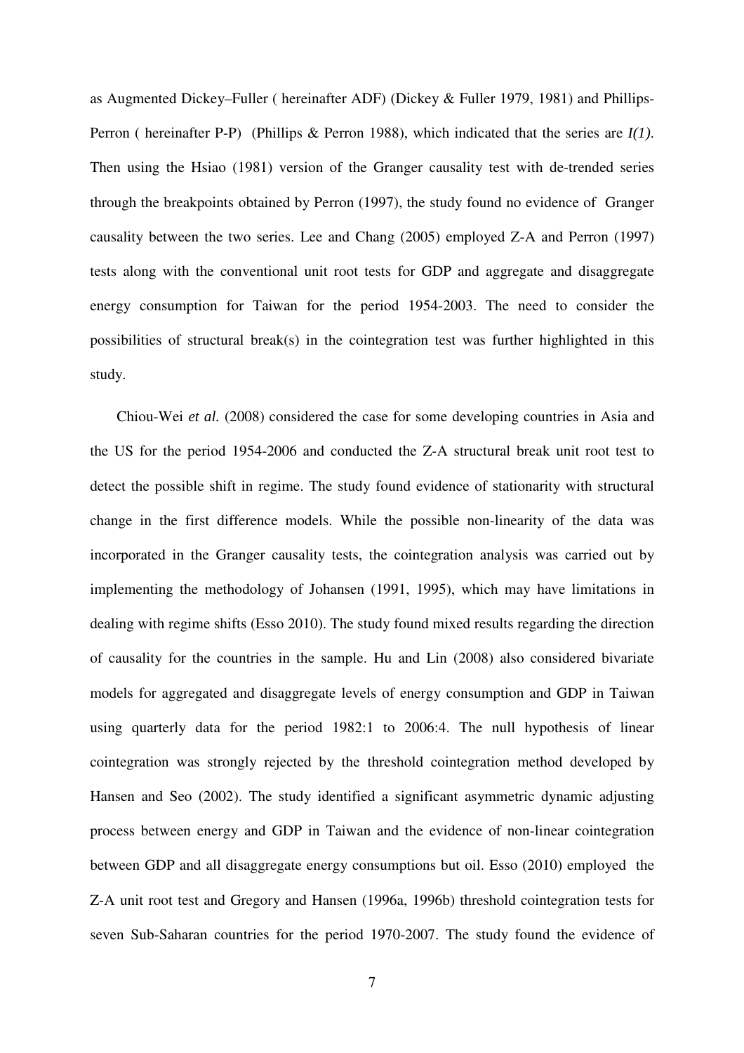as Augmented Dickey–Fuller ( hereinafter ADF) (Dickey & Fuller 1979, 1981) and Phillips-Perron ( hereinafter P-P) (Phillips & Perron 1988), which indicated that the series are *I(1).* Then using the Hsiao (1981) version of the Granger causality test with de-trended series through the breakpoints obtained by Perron (1997), the study found no evidence of Granger causality between the two series. Lee and Chang (2005) employed Z-A and Perron (1997) tests along with the conventional unit root tests for GDP and aggregate and disaggregate energy consumption for Taiwan for the period 1954-2003. The need to consider the possibilities of structural break(s) in the cointegration test was further highlighted in this study.

Chiou-Wei *et al.* (2008) considered the case for some developing countries in Asia and the US for the period 1954-2006 and conducted the Z-A structural break unit root test to detect the possible shift in regime. The study found evidence of stationarity with structural change in the first difference models. While the possible non-linearity of the data was incorporated in the Granger causality tests, the cointegration analysis was carried out by implementing the methodology of Johansen (1991, 1995), which may have limitations in dealing with regime shifts (Esso 2010). The study found mixed results regarding the direction of causality for the countries in the sample. Hu and Lin (2008) also considered bivariate models for aggregated and disaggregate levels of energy consumption and GDP in Taiwan using quarterly data for the period 1982:1 to 2006:4. The null hypothesis of linear cointegration was strongly rejected by the threshold cointegration method developed by Hansen and Seo (2002). The study identified a significant asymmetric dynamic adjusting process between energy and GDP in Taiwan and the evidence of non-linear cointegration between GDP and all disaggregate energy consumptions but oil. Esso (2010) employed the Z-A unit root test and Gregory and Hansen (1996a, 1996b) threshold cointegration tests for seven Sub-Saharan countries for the period 1970-2007. The study found the evidence of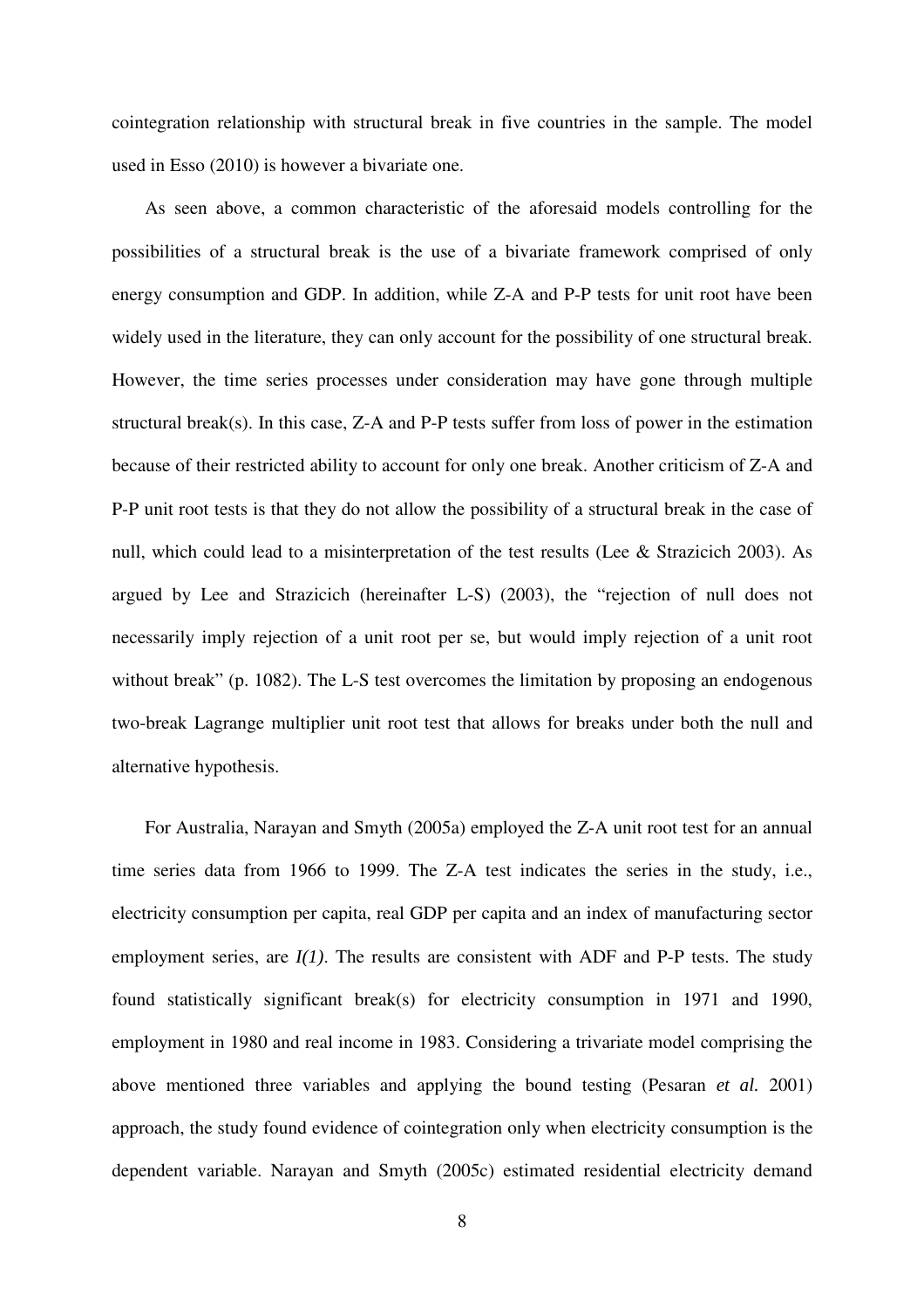cointegration relationship with structural break in five countries in the sample. The model used in Esso (2010) is however a bivariate one.

As seen above, a common characteristic of the aforesaid models controlling for the possibilities of a structural break is the use of a bivariate framework comprised of only energy consumption and GDP. In addition, while Z-A and P-P tests for unit root have been widely used in the literature, they can only account for the possibility of one structural break. However, the time series processes under consideration may have gone through multiple structural break(s). In this case, Z-A and P-P tests suffer from loss of power in the estimation because of their restricted ability to account for only one break. Another criticism of Z-A and P-P unit root tests is that they do not allow the possibility of a structural break in the case of null, which could lead to a misinterpretation of the test results (Lee & Strazicich 2003). As argued by Lee and Strazicich (hereinafter L-S) (2003), the "rejection of null does not necessarily imply rejection of a unit root per se, but would imply rejection of a unit root without break" (p. 1082). The L-S test overcomes the limitation by proposing an endogenous two-break Lagrange multiplier unit root test that allows for breaks under both the null and alternative hypothesis.

For Australia, Narayan and Smyth (2005a) employed the Z-A unit root test for an annual time series data from 1966 to 1999. The Z-A test indicates the series in the study, i.e., electricity consumption per capita, real GDP per capita and an index of manufacturing sector employment series, are *I(1)*. The results are consistent with ADF and P-P tests. The study found statistically significant break(s) for electricity consumption in 1971 and 1990, employment in 1980 and real income in 1983. Considering a trivariate model comprising the above mentioned three variables and applying the bound testing (Pesaran *et al.* 2001) approach, the study found evidence of cointegration only when electricity consumption is the dependent variable. Narayan and Smyth (2005c) estimated residential electricity demand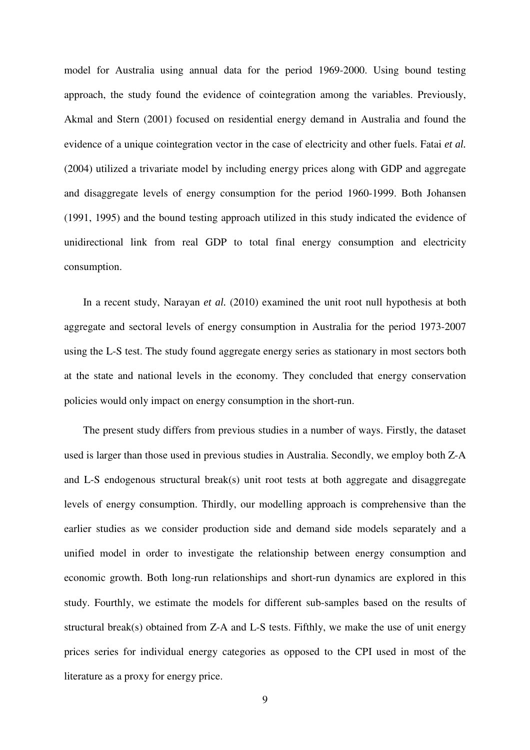model for Australia using annual data for the period 1969-2000. Using bound testing approach, the study found the evidence of cointegration among the variables. Previously, Akmal and Stern (2001) focused on residential energy demand in Australia and found the evidence of a unique cointegration vector in the case of electricity and other fuels. Fatai *et al.* (2004) utilized a trivariate model by including energy prices along with GDP and aggregate and disaggregate levels of energy consumption for the period 1960-1999. Both Johansen (1991, 1995) and the bound testing approach utilized in this study indicated the evidence of unidirectional link from real GDP to total final energy consumption and electricity consumption.

In a recent study, Narayan *et al.* (2010) examined the unit root null hypothesis at both aggregate and sectoral levels of energy consumption in Australia for the period 1973-2007 using the L-S test. The study found aggregate energy series as stationary in most sectors both at the state and national levels in the economy. They concluded that energy conservation policies would only impact on energy consumption in the short-run.

The present study differs from previous studies in a number of ways. Firstly, the dataset used is larger than those used in previous studies in Australia. Secondly, we employ both Z-A and L-S endogenous structural break(s) unit root tests at both aggregate and disaggregate levels of energy consumption. Thirdly, our modelling approach is comprehensive than the earlier studies as we consider production side and demand side models separately and a unified model in order to investigate the relationship between energy consumption and economic growth. Both long-run relationships and short-run dynamics are explored in this study. Fourthly, we estimate the models for different sub-samples based on the results of structural break(s) obtained from Z-A and L-S tests. Fifthly, we make the use of unit energy prices series for individual energy categories as opposed to the CPI used in most of the literature as a proxy for energy price.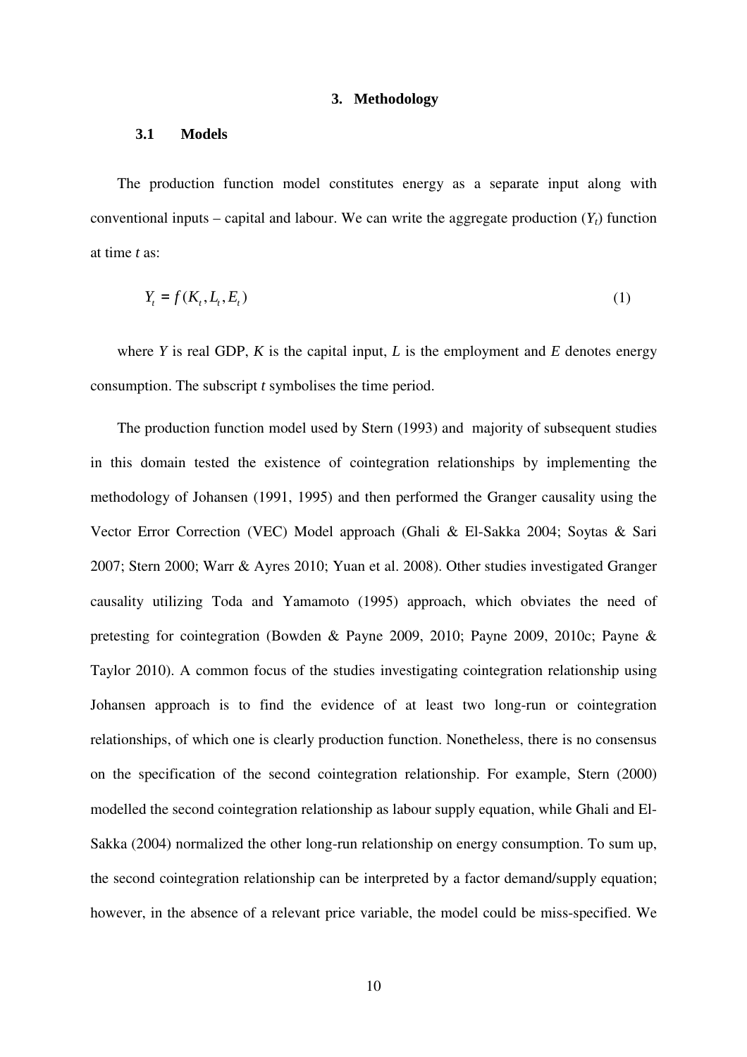# 3. Methodology

## 3.1 Models

The production function model constitutes energy as a separate input along with conventional inputs – capital and labour. We can write the aggregate production ($Y_t$) function at time *t* as:

$$Y_t = f(K_t, L_t, E_t) \tag{1}$$

where *Y* is real GDP, *K* is the capital input, *L* is the employment and *E* denotes energy consumption. The subscript *t* symbolises the time period.

The production function model used by Stern (1993) and majority of subsequent studies in this domain tested the existence of cointegration relationships by implementing the methodology of Johansen (1991, 1995) and then performed the Granger causality using the Vector Error Correction (VEC) Model approach (Ghali & El-Sakka 2004; Soytas & Sari 2007; Stern 2000; Warr & Ayres 2010; Yuan et al. 2008). Other studies investigated Granger causality utilizing Toda and Yamamoto (1995) approach, which obviates the need of pretesting for cointegration (Bowden & Payne 2009, 2010; Payne 2009, 2010c; Payne & Taylor 2010). A common focus of the studies investigating cointegration relationship using Johansen approach is to find the evidence of at least two long-run or cointegration relationships, of which one is clearly production function. Nonetheless, there is no consensus on the specification of the second cointegration relationship. For example, Stern (2000) modelled the second cointegration relationship as labour supply equation, while Ghali and El-Sakka (2004) normalized the other long-run relationship on energy consumption. To sum up, the second cointegration relationship can be interpreted by a factor demand/supply equation; however, in the absence of a relevant price variable, the model could be miss-specified. We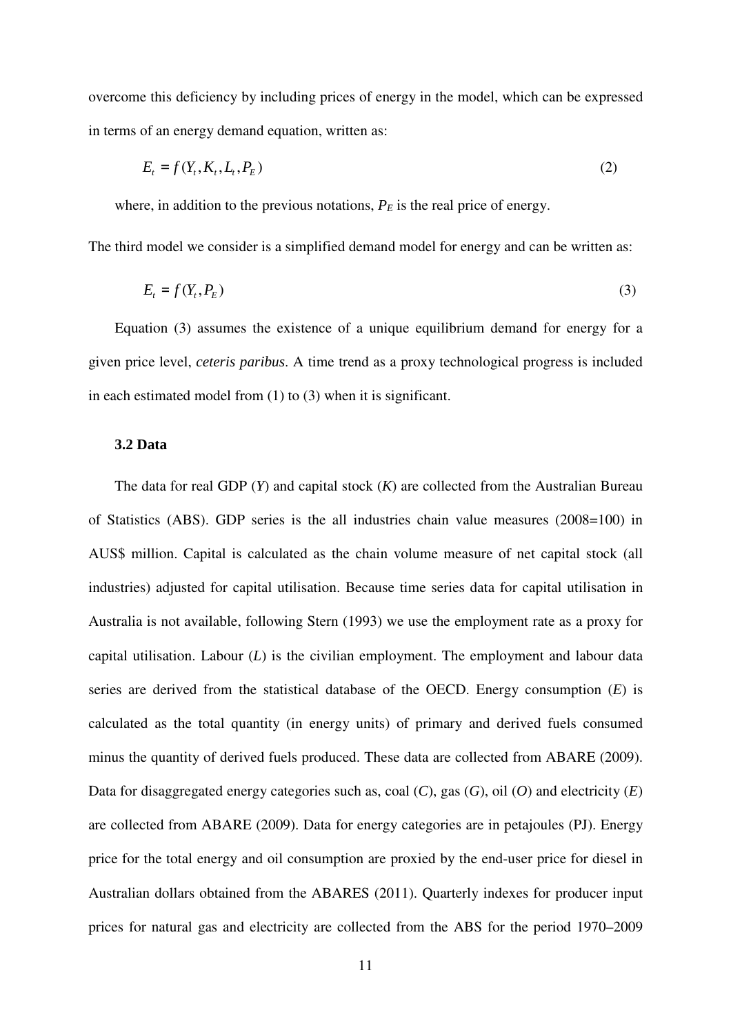overcome this deficiency by including prices of energy in the model, which can be expressed in terms of an energy demand equation, written as:

$$E_t = f(Y_t, K_t, L_t, P_E) \tag{2}$$

where, in addition to the previous notations, $P_E$ is the real price of energy.

The third model we consider is a simplified demand model for energy and can be written as:

$$E_t = f(Y_t, P_E) \tag{3}$$

Equation (3) assumes the existence of a unique equilibrium demand for energy for a given price level, *ceteris paribus*. A time trend as a proxy technological progress is included in each estimated model from (1) to (3) when it is significant.

### 3.2 Data

The data for real GDP ($Y$) and capital stock ($K$) are collected from the Australian Bureau of Statistics (ABS). GDP series is the all industries chain value measures (2008=100) in AUS$ million. Capital is calculated as the chain volume measure of net capital stock (all industries) adjusted for capital utilisation. Because time series data for capital utilisation in Australia is not available, following Stern (1993) we use the employment rate as a proxy for capital utilisation. Labour ($L$) is the civilian employment. The employment and labour data series are derived from the statistical database of the OECD. Energy consumption ($E$) is calculated as the total quantity (in energy units) of primary and derived fuels consumed minus the quantity of derived fuels produced. These data are collected from ABARE (2009). Data for disaggregated energy categories such as, coal ($C$), gas ($G$), oil ($O$) and electricity ($E$) are collected from ABARE (2009). Data for energy categories are in petajoules (PJ). Energy price for the total energy and oil consumption are proxied by the end-user price for diesel in Australian dollars obtained from the ABARES (2011). Quarterly indexes for producer input prices for natural gas and electricity are collected from the ABS for the period 1970–2009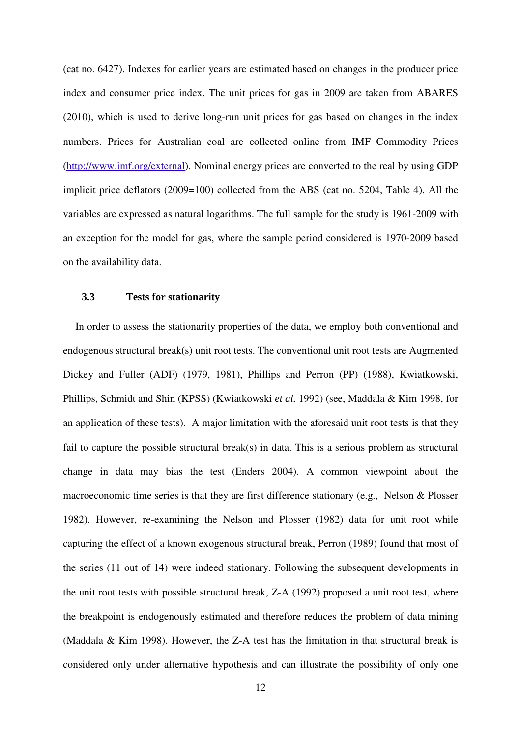(cat no. 6427). Indexes for earlier years are estimated based on changes in the producer price index and consumer price index. The unit prices for gas in 2009 are taken from ABARES (2010), which is used to derive long-run unit prices for gas based on changes in the index numbers. Prices for Australian coal are collected online from IMF Commodity Prices (http://www.imf.org/external). Nominal energy prices are converted to the real by using GDP implicit price deflators (2009=100) collected from the ABS (cat no. 5204, Table 4). All the variables are expressed as natural logarithms. The full sample for the study is 1961-2009 with an exception for the model for gas, where the sample period considered is 1970-2009 based on the availability data.

### 3.3 Tests for stationarity

In order to assess the stationarity properties of the data, we employ both conventional and endogenous structural break(s) unit root tests. The conventional unit root tests are Augmented Dickey and Fuller (ADF) (1979, 1981), Phillips and Perron (PP) (1988), Kwiatkowski, Phillips, Schmidt and Shin (KPSS) (Kwiatkowski *et al.* 1992) (see, Maddala & Kim 1998, for an application of these tests). A major limitation with the aforesaid unit root tests is that they fail to capture the possible structural break(s) in data. This is a serious problem as structural change in data may bias the test (Enders 2004). A common viewpoint about the macroeconomic time series is that they are first difference stationary (e.g., Nelson & Plosser 1982). However, re-examining the Nelson and Plosser (1982) data for unit root while capturing the effect of a known exogenous structural break, Perron (1989) found that most of the series (11 out of 14) were indeed stationary. Following the subsequent developments in the unit root tests with possible structural break, Z-A (1992) proposed a unit root test, where the breakpoint is endogenously estimated and therefore reduces the problem of data mining (Maddala & Kim 1998). However, the Z-A test has the limitation in that structural break is considered only under alternative hypothesis and can illustrate the possibility of only one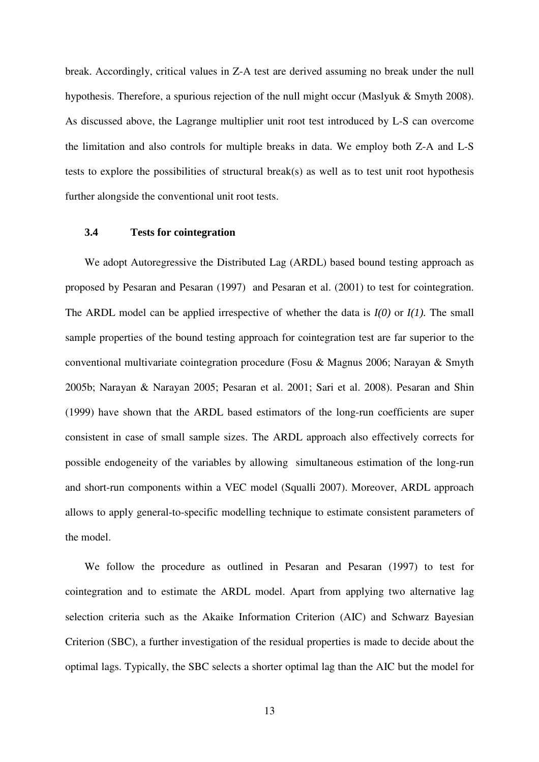break. Accordingly, critical values in Z-A test are derived assuming no break under the null hypothesis. Therefore, a spurious rejection of the null might occur (Maslyuk & Smyth 2008). As discussed above, the Lagrange multiplier unit root test introduced by L-S can overcome the limitation and also controls for multiple breaks in data. We employ both Z-A and L-S tests to explore the possibilities of structural break(s) as well as to test unit root hypothesis further alongside the conventional unit root tests.

### 3.4 Tests for cointegration

We adopt Autoregressive the Distributed Lag (ARDL) based bound testing approach as proposed by Pesaran and Pesaran (1997) and Pesaran et al. (2001) to test for cointegration. The ARDL model can be applied irrespective of whether the data is *I(0)* or *I(1).* The small sample properties of the bound testing approach for cointegration test are far superior to the conventional multivariate cointegration procedure (Fosu & Magnus 2006; Narayan & Smyth 2005b; Narayan & Narayan 2005; Pesaran et al. 2001; Sari et al. 2008). Pesaran and Shin (1999) have shown that the ARDL based estimators of the long-run coefficients are super consistent in case of small sample sizes. The ARDL approach also effectively corrects for possible endogeneity of the variables by allowing simultaneous estimation of the long-run and short-run components within a VEC model (Squalli 2007). Moreover, ARDL approach allows to apply general-to-specific modelling technique to estimate consistent parameters of the model.

We follow the procedure as outlined in Pesaran and Pesaran (1997) to test for cointegration and to estimate the ARDL model. Apart from applying two alternative lag selection criteria such as the Akaike Information Criterion (AIC) and Schwarz Bayesian Criterion (SBC), a further investigation of the residual properties is made to decide about the optimal lags. Typically, the SBC selects a shorter optimal lag than the AIC but the model for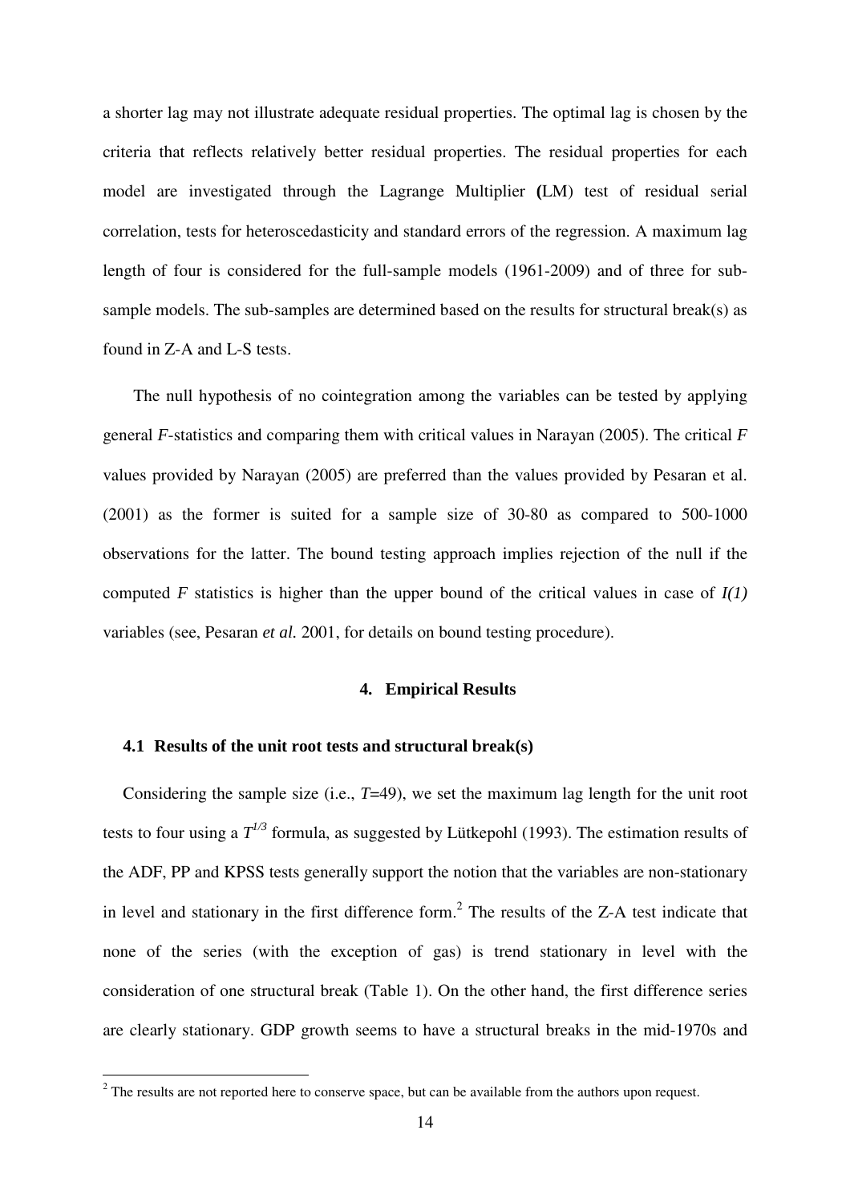a shorter lag may not illustrate adequate residual properties. The optimal lag is chosen by the criteria that reflects relatively better residual properties. The residual properties for each model are investigated through the Lagrange Multiplier **(**LM) test of residual serial correlation, tests for heteroscedasticity and standard errors of the regression. A maximum lag length of four is considered for the full-sample models (1961-2009) and of three for sub-sample models. The sub-samples are determined based on the results for structural break(s) as found in Z-A and L-S tests.

The null hypothesis of no cointegration among the variables can be tested by applying general *F*-statistics and comparing them with critical values in Narayan (2005). The critical *F* values provided by Narayan (2005) are preferred than the values provided by Pesaran et al. (2001) as the former is suited for a sample size of 30-80 as compared to 500-1000 observations for the latter. The bound testing approach implies rejection of the null if the computed *F* statistics is higher than the upper bound of the critical values in case of *I(1)* variables (see, Pesaran *et al.* 2001, for details on bound testing procedure).

## 4. Empirical Results

### 4.1 Results of the unit root tests and structural break(s)

Considering the sample size (i.e., $T$=49), we set the maximum lag length for the unit root tests to four using a $T^{1/3}$ formula, as suggested by Lütkepohl (1993). The estimation results of the ADF, PP and KPSS tests generally support the notion that the variables are non-stationary in level and stationary in the first difference form.[2] The results of the Z-A test indicate that none of the series (with the exception of gas) is trend stationary in level with the consideration of one structural break (Table 1). On the other hand, the first difference series are clearly stationary. GDP growth seems to have a structural breaks in the mid-1970s and

[2] The results are not reported here to conserve space, but can be available from the authors upon request.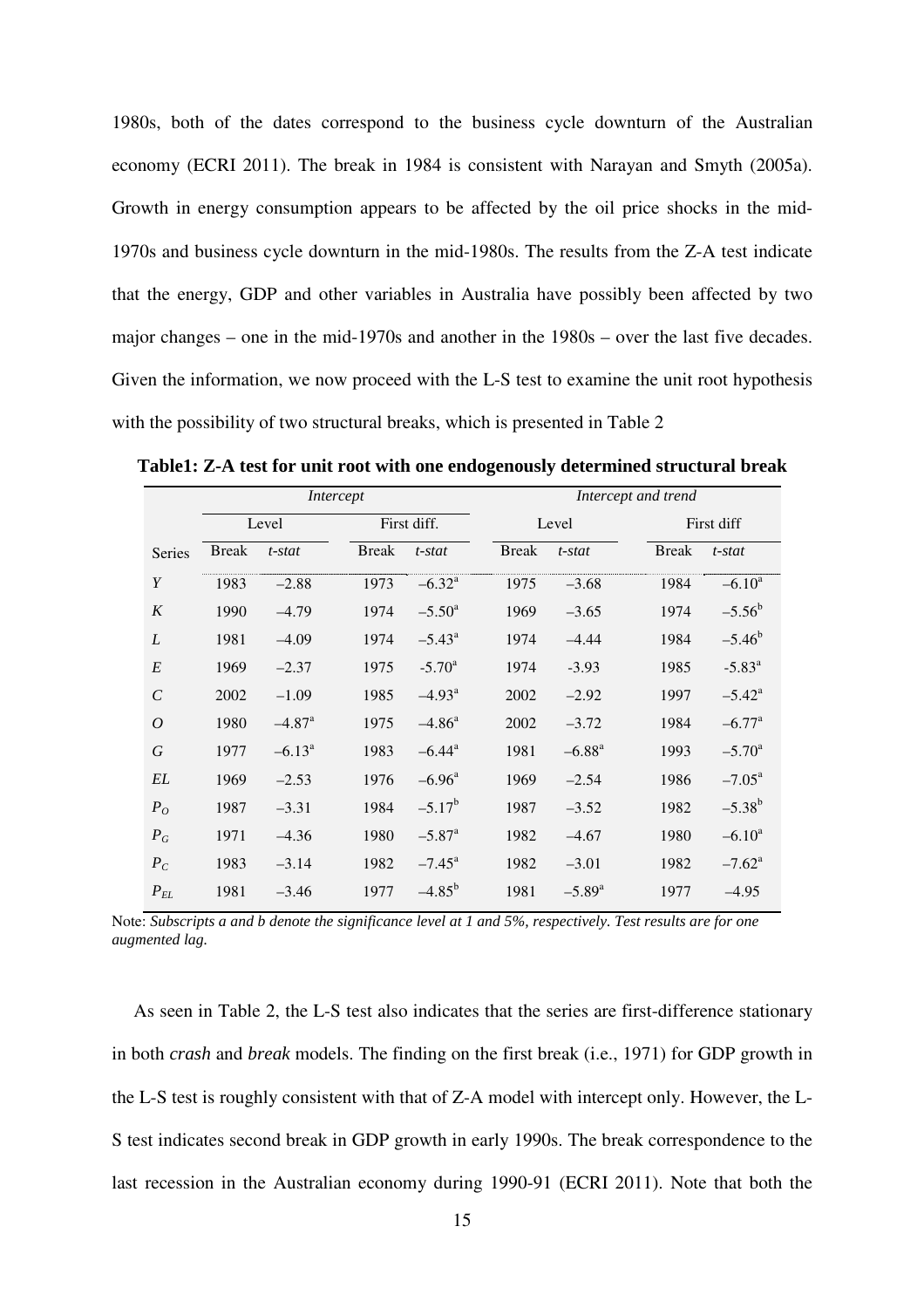1980s, both of the dates correspond to the business cycle downturn of the Australian economy (ECRI 2011). The break in 1984 is consistent with Narayan and Smyth (2005a). Growth in energy consumption appears to be affected by the oil price shocks in the mid-1970s and business cycle downturn in the mid-1980s. The results from the Z-A test indicate that the energy, GDP and other variables in Australia have possibly been affected by two major changes – one in the mid-1970s and another in the 1980s – over the last five decades. Given the information, we now proceed with the L-S test to examine the unit root hypothesis with the possibility of two structural breaks, which is presented in Table 2

**Table1: Z-A test for unit root with one endogenously determined structural break**

| | *Intercept* | | | | *Intercept and trend* | | | |
|---|---|---|---|---|---|---|---|---|
| | Level | | First diff. | | Level | | First diff | |
| Series | Break | *t-stat* | Break | *t-stat* | Break | *t-stat* | Break | *t-stat* |
| $Y$ | 1983 | –2.88 | 1973 | $-6.32^{a}$ | 1975 | –3.68 | 1984 | $-6.10^{a}$ |
| $K$ | 1990 | –4.79 | 1974 | $-5.50^{a}$ | 1969 | –3.65 | 1974 | $-5.56^{b}$ |
| $L$ | 1981 | –4.09 | 1974 | $-5.43^{a}$ | 1974 | –4.44 | 1984 | $-5.46^{b}$ |
| $E$ | 1969 | –2.37 | 1975 | $-5.70^{a}$ | 1974 | -3.93 | 1985 | $-5.83^{a}$ |
| $C$ | 2002 | –1.09 | 1985 | $-4.93^{a}$ | 2002 | –2.92 | 1997 | $-5.42^{a}$ |
| $O$ | 1980 | $-4.87^{a}$ | 1975 | $-4.86^{a}$ | 2002 | –3.72 | 1984 | $-6.77^{a}$ |
| $G$ | 1977 | $-6.13^{a}$ | 1983 | $-6.44^{a}$ | 1981 | $-6.88^{a}$ | 1993 | $-5.70^{a}$ |
| $EL$ | 1969 | –2.53 | 1976 | $-6.96^{a}$ | 1969 | –2.54 | 1986 | $-7.05^{a}$ |
| $P_O$ | 1987 | –3.31 | 1984 | $-5.17^{b}$ | 1987 | –3.52 | 1982 | $-5.38^{b}$ |
| $P_G$ | 1971 | –4.36 | 1980 | $-5.87^{a}$ | 1982 | –4.67 | 1980 | $-6.10^{a}$ |
| $P_C$ | 1983 | –3.14 | 1982 | $-7.45^{a}$ | 1982 | –3.01 | 1982 | $-7.62^{a}$ |
| $P_{EL}$ | 1981 | –3.46 | 1977 | $-4.85^{b}$ | 1981 | $-5.89^{a}$ | 1977 | –4.95 |

Note: *Subscripts a and b denote the significance level at 1 and 5%, respectively. Test results are for one augmented lag.*

As seen in Table 2, the L-S test also indicates that the series are first-difference stationary in both *crash* and *break* models. The finding on the first break (i.e., 1971) for GDP growth in the L-S test is roughly consistent with that of Z-A model with intercept only. However, the L-S test indicates second break in GDP growth in early 1990s. The break correspondence to the last recession in the Australian economy during 1990-91 (ECRI 2011). Note that both the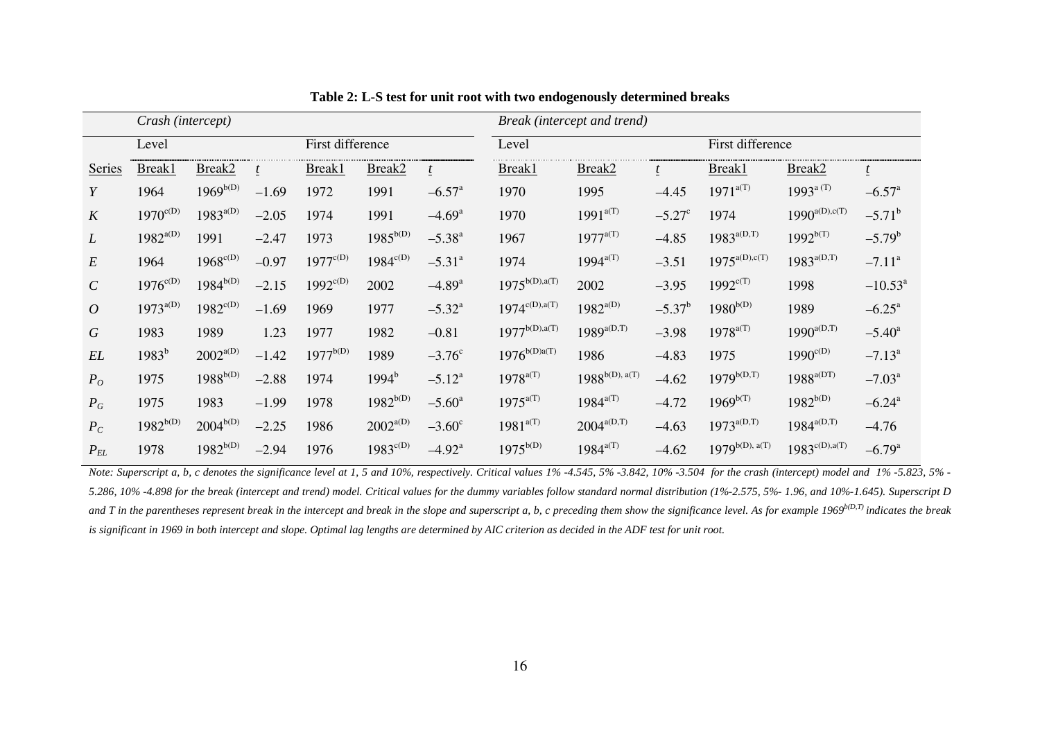**Table 2: L-S test for unit root with two endogenously determined breaks**

| | *Crash (intercept)* | | | | | | *Break (intercept and trend)* | | | | | |
|---|---|---|---|---|---|---|---|---|---|---|---|---|
| | Level | | | First difference | | | Level | | | First difference | | |
| Series | Break1 | Break2 | $t$ | Break1 | Break2 | $t$ | Break1 | Break2 | $t$ | Break1 | Break2 | $t$ |
| $Y$ | 1964 | $1969^{b(D)}$ | $-1.69$ | 1972 | 1991 | $-6.57^{a}$ | 1970 | 1995 | $-4.45$ | $1971^{a(T)}$ | $1993^{a(T)}$ | $-6.57^{a}$ |
| $K$ | $1970^{c(D)}$ | $1983^{a(D)}$ | $-2.05$ | 1974 | 1991 | $-4.69^{a}$ | 1970 | $1991^{a(T)}$ | $-5.27^{c}$ | 1974 | $1990^{a(D),c(T)}$ | $-5.71^{b}$ |
| $L$ | $1982^{a(D)}$ | 1991 | $-2.47$ | 1973 | $1985^{b(D)}$ | $-5.38^{a}$ | 1967 | $1977^{a(T)}$ | $-4.85$ | $1983^{a(D,T)}$ | $1992^{b(T)}$ | $-5.79^{b}$ |
| $E$ | 1964 | $1968^{c(D)}$ | $-0.97$ | $1977^{c(D)}$ | $1984^{c(D)}$ | $-5.31^{a}$ | 1974 | $1994^{a(T)}$ | $-3.51$ | $1975^{a(D),c(T)}$ | $1983^{a(D,T)}$ | $-7.11^{a}$ |
| $C$ | $1976^{c(D)}$ | $1984^{b(D)}$ | $-2.15$ | $1992^{c(D)}$ | 2002 | $-4.89^{a}$ | $1975^{b(D),a(T)}$ | 2002 | $-3.95$ | $1992^{c(T)}$ | 1998 | $-10.53^{a}$ |
| $O$ | $1973^{a(D)}$ | $1982^{c(D)}$ | $-1.69$ | 1969 | 1977 | $-5.32^{a}$ | $1974^{c(D),a(T)}$ | $1982^{a(D)}$ | $-5.37^{b}$ | $1980^{b(D)}$ | 1989 | $-6.25^{a}$ |
| $G$ | 1983 | 1989 | 1.23 | 1977 | 1982 | $-0.81$ | $1977^{b(D),a(T)}$ | $1989^{a(D,T)}$ | $-3.98$ | $1978^{a(T)}$ | $1990^{a(D,T)}$ | $-5.40^{a}$ |
| $EL$ | $1983^{b}$ | $2002^{a(D)}$ | $-1.42$ | $1977^{b(D)}$ | 1989 | $-3.76^{c}$ | $1976^{b(D)a(T)}$ | 1986 | $-4.83$ | 1975 | $1990^{c(D)}$ | $-7.13^{a}$ |
| $P_O$ | 1975 | $1988^{b(D)}$ | $-2.88$ | 1974 | $1994^{b}$ | $-5.12^{a}$ | $1978^{a(T)}$ | $1988^{b(D),a(T)}$ | $-4.62$ | $1979^{b(D,T)}$ | $1988^{a(DT)}$ | $-7.03^{a}$ |
| $P_G$ | 1975 | 1983 | $-1.99$ | 1978 | $1982^{b(D)}$ | $-5.60^{a}$ | $1975^{a(T)}$ | $1984^{a(T)}$ | $-4.72$ | $1969^{b(T)}$ | $1982^{b(D)}$ | $-6.24^{a}$ |
| $P_C$ | $1982^{b(D)}$ | $2004^{b(D)}$ | $-2.25$ | 1986 | $2002^{a(D)}$ | $-3.60^{c}$ | $1981^{a(T)}$ | $2004^{a(D,T)}$ | $-4.63$ | $1973^{a(D,T)}$ | $1984^{a(D,T)}$ | $-4.76$ |
| $P_{EL}$ | 1978 | $1982^{b(D)}$ | $-2.94$ | 1976 | $1983^{c(D)}$ | $-4.92^{a}$ | $1975^{b(D)}$ | $1984^{a(T)}$ | $-4.62$ | $1979^{b(D),a(T)}$ | $1983^{c(D),a(T)}$ | $-6.79^{a}$ |

*Note: Superscript a, b, c denotes the significance level at 1, 5 and 10%, respectively. Critical values 1% -4.545, 5% -3.842, 10% -3.504 for the crash (intercept) model and 1% -5.823, 5% -5.286, 10% -4.898 for the break (intercept and trend) model. Critical values for the dummy variables follow standard normal distribution (1%-2.575, 5%- 1.96, and 10%-1.645). Superscript D and T in the parentheses represent break in the intercept and break in the slope and superscript a, b, c preceding them show the significance level. As for example $1969^{b(D,T)}$ indicates the break is significant in 1969 in both intercept and slope. Optimal lag lengths are determined by AIC criterion as decided in the ADF test for unit root.*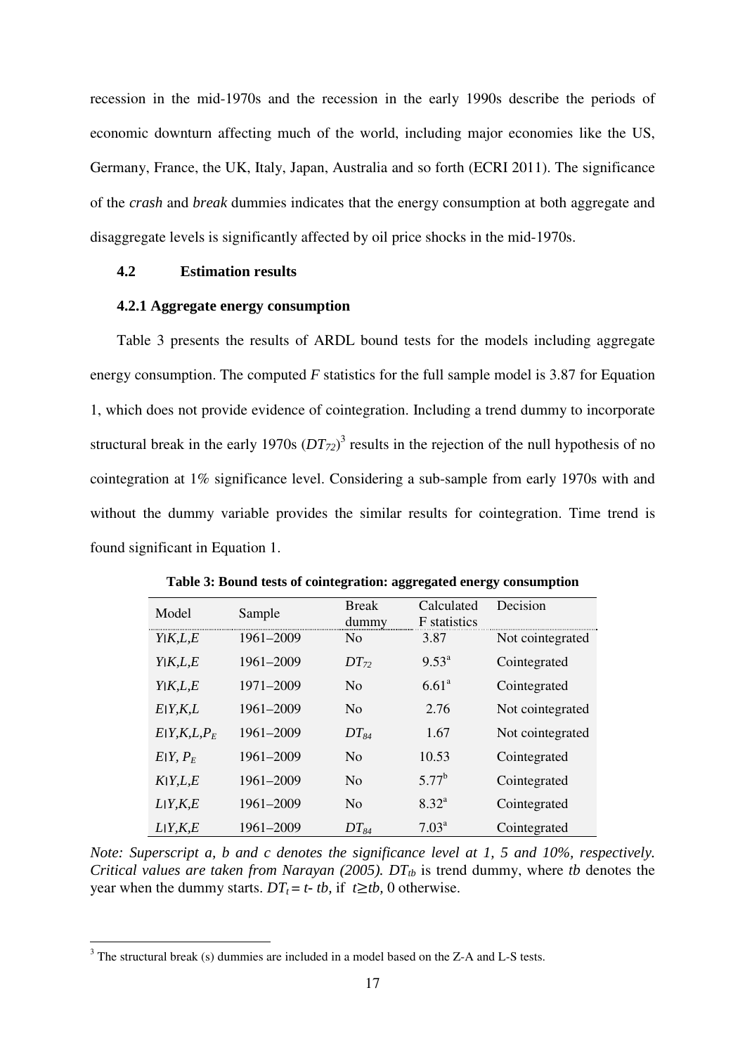recession in the mid-1970s and the recession in the early 1990s describe the periods of economic downturn affecting much of the world, including major economies like the US, Germany, France, the UK, Italy, Japan, Australia and so forth (ECRI 2011). The significance of the *crash* and *break* dummies indicates that the energy consumption at both aggregate and disaggregate levels is significantly affected by oil price shocks in the mid-1970s.

### 4.2 Estimation results

#### 4.2.1 Aggregate energy consumption

Table 3 presents the results of ARDL bound tests for the models including aggregate energy consumption. The computed $F$ statistics for the full sample model is 3.87 for Equation 1, which does not provide evidence of cointegration. Including a trend dummy to incorporate structural break in the early 1970s ($DT_{72}$)[3] results in the rejection of the null hypothesis of no cointegration at 1% significance level. Considering a sub-sample from early 1970s with and without the dummy variable provides the similar results for cointegration. Time trend is found significant in Equation 1.

**Table 3: Bound tests of cointegration: aggregated energy consumption**

| Model | Sample | Break dummy | Calculated F statistics | Decision |
|---|---|---|---|---|
| $Y\|K,L,E$ | 1961–2009 | No | 3.87 | Not cointegrated |
| $Y\|K,L,E$ | 1961–2009 | $DT_{72}$ | 9.53[a] | Cointegrated |
| $Y\|K,L,E$ | 1971–2009 | No | 6.61[a] | Cointegrated |
| $E\|Y,K,L$ | 1961–2009 | No | 2.76 | Not cointegrated |
| $E\|Y,K,L,P_E$ | 1961–2009 | $DT_{84}$ | 1.67 | Not cointegrated |
| $E\|Y, P_E$ | 1961–2009 | No | 10.53 | Cointegrated |
| $K\|Y,L,E$ | 1961–2009 | No | 5.77[b] | Cointegrated |
| $L\|Y,K,E$ | 1961–2009 | No | 8.32[a] | Cointegrated |
| $L\|Y,K,E$ | 1961–2009 | $DT_{84}$ | 7.03[a] | Cointegrated |

*Note: Superscript a, b and c denotes the significance level at 1, 5 and 10%, respectively. Critical values are taken from Narayan (2005).* $DT_{tb}$ is trend dummy, where *tb* denotes the year when the dummy starts. $DT_t = t - tb$, if $t \geq tb$, 0 otherwise.

[3] The structural break (s) dummies are included in a model based on the Z-A and L-S tests.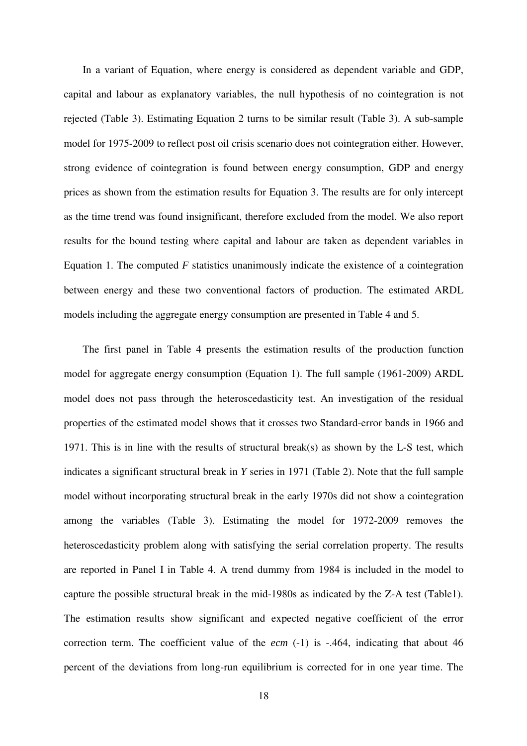In a variant of Equation, where energy is considered as dependent variable and GDP, capital and labour as explanatory variables, the null hypothesis of no cointegration is not rejected (Table 3). Estimating Equation 2 turns to be similar result (Table 3). A sub-sample model for 1975-2009 to reflect post oil crisis scenario does not cointegration either. However, strong evidence of cointegration is found between energy consumption, GDP and energy prices as shown from the estimation results for Equation 3. The results are for only intercept as the time trend was found insignificant, therefore excluded from the model. We also report results for the bound testing where capital and labour are taken as dependent variables in Equation 1. The computed *F* statistics unanimously indicate the existence of a cointegration between energy and these two conventional factors of production. The estimated ARDL models including the aggregate energy consumption are presented in Table 4 and 5.

The first panel in Table 4 presents the estimation results of the production function model for aggregate energy consumption (Equation 1). The full sample (1961-2009) ARDL model does not pass through the heteroscedasticity test. An investigation of the residual properties of the estimated model shows that it crosses two Standard-error bands in 1966 and 1971. This is in line with the results of structural break(s) as shown by the L-S test, which indicates a significant structural break in *Y* series in 1971 (Table 2). Note that the full sample model without incorporating structural break in the early 1970s did not show a cointegration among the variables (Table 3). Estimating the model for 1972-2009 removes the heteroscedasticity problem along with satisfying the serial correlation property. The results are reported in Panel I in Table 4. A trend dummy from 1984 is included in the model to capture the possible structural break in the mid-1980s as indicated by the Z-A test (Table1). The estimation results show significant and expected negative coefficient of the error correction term. The coefficient value of the *ecm* (-1) is -.464, indicating that about 46 percent of the deviations from long-run equilibrium is corrected for in one year time. The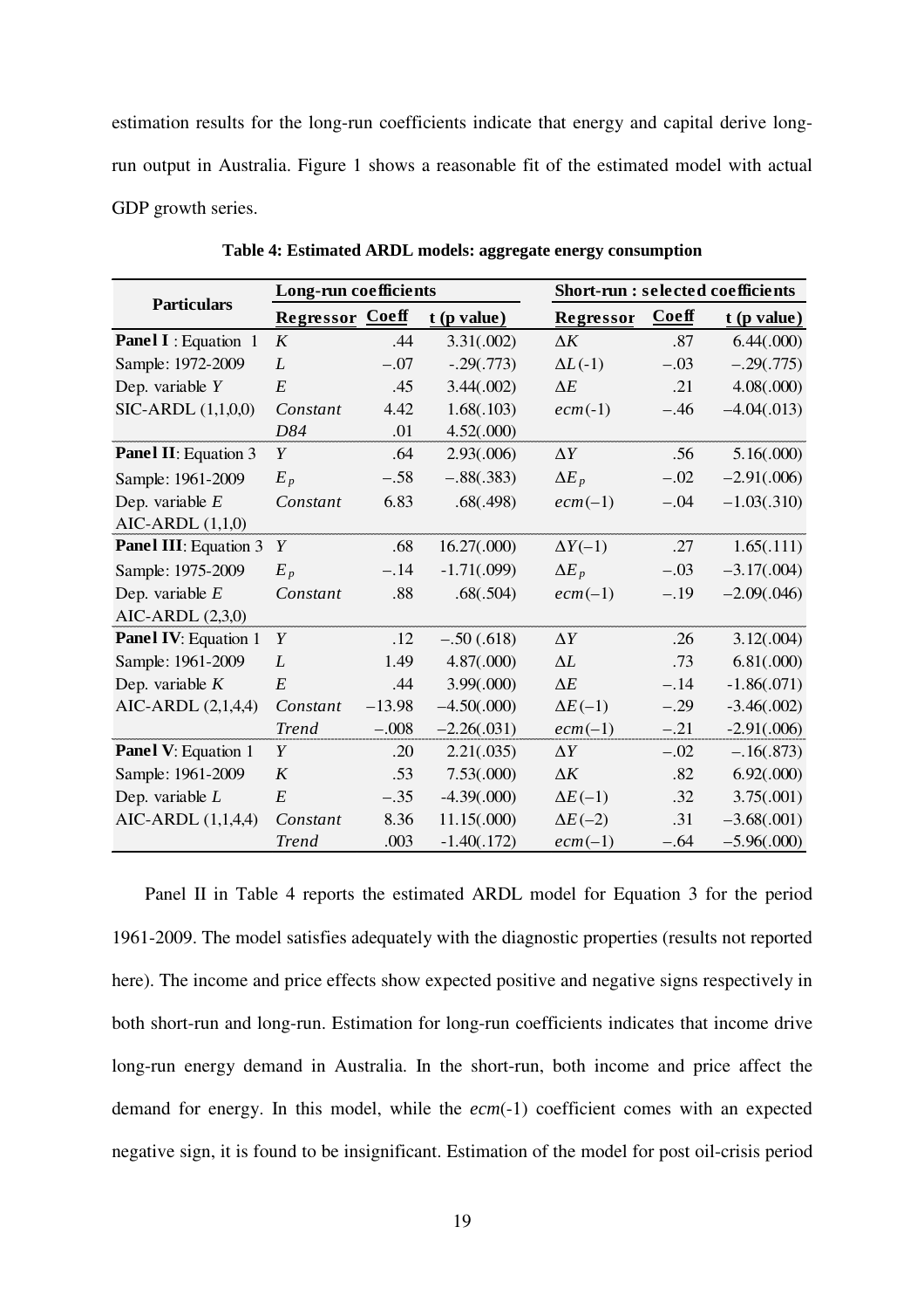estimation results for the long-run coefficients indicate that energy and capital derive long-run output in Australia. Figure 1 shows a reasonable fit of the estimated model with actual GDP growth series.

**Table 4: Estimated ARDL models: aggregate energy consumption**

| Particulars | Long-run coefficients | | | Short-run : selected coefficients | | |
|---|---|---|---|---|---|---|
| | Regressor | Coeff | t (p value) | Regressor | Coeff | t (p value) |
| **Panel I** : Equation 1 | $K$ | .44 | 3.31(.002) | $\Delta K$ | .87 | 6.44(.000) |
| Sample: 1972-2009 | $L$ | $-.07$ | -.29(.773) | $\Delta L(-1)$ | $-.03$ | $-.29(.775)$ |
| Dep. variable $Y$ | $E$ | .45 | 3.44(.002) | $\Delta E$ | .21 | 4.08(.000) |
| SIC-ARDL (1,1,0,0) | *Constant* | 4.42 | 1.68(.103) | $ecm(-1)$ | $-.46$ | $-4.04(.013)$ |
| | *D84* | .01 | 4.52(.000) | | | |
| **Panel II**: Equation 3 | $Y$ | .64 | 2.93(.006) | $\Delta Y$ | .56 | 5.16(.000) |
| Sample: 1961-2009 | $E_p$ | $-.58$ | $-.88(.383)$ | $\Delta E_p$ | $-.02$ | $-2.91(.006)$ |
| Dep. variable $E$ | *Constant* | 6.83 | .68(.498) | $ecm(-1)$ | $-.04$ | $-1.03(.310)$ |
| AIC-ARDL (1,1,0) | | | | | | |
| **Panel III**: Equation 3 | $Y$ | .68 | 16.27(.000) | $\Delta Y(-1)$ | .27 | 1.65(.111) |
| Sample: 1975-2009 | $E_p$ | $-.14$ | -1.71(.099) | $\Delta E_p$ | $-.03$ | $-3.17(.004)$ |
| Dep. variable $E$ | *Constant* | .88 | .68(.504) | $ecm(-1)$ | $-.19$ | $-2.09(.046)$ |
| AIC-ARDL (2,3,0) | | | | | | |
| **Panel IV**: Equation 1 | $Y$ | .12 | $-.50$ (.618) | $\Delta Y$ | .26 | 3.12(.004) |
| Sample: 1961-2009 | $L$ | 1.49 | 4.87(.000) | $\Delta L$ | .73 | 6.81(.000) |
| Dep. variable $K$ | $E$ | .44 | 3.99(.000) | $\Delta E$ | $-.14$ | -1.86(.071) |
| AIC-ARDL (2,1,4,4) | *Constant* | $-13.98$ | $-4.50(.000)$ | $\Delta E(-1)$ | $-.29$ | -3.46(.002) |
| | *Trend* | $-.008$ | $-2.26(.031)$ | $ecm(-1)$ | $-.21$ | -2.91(.006) |
| **Panel V**: Equation 1 | $Y$ | .20 | 2.21(.035) | $\Delta Y$ | $-.02$ | $-.16(.873)$ |
| Sample: 1961-2009 | $K$ | .53 | 7.53(.000) | $\Delta K$ | .82 | 6.92(.000) |
| Dep. variable $L$ | $E$ | $-.35$ | -4.39(.000) | $\Delta E(-1)$ | .32 | 3.75(.001) |
| AIC-ARDL (1,1,4,4) | *Constant* | 8.36 | 11.15(.000) | $\Delta E(-2)$ | .31 | $-3.68(.001)$ |
| | *Trend* | .003 | -1.40(.172) | $ecm(-1)$ | $-.64$ | $-5.96(.000)$ |

Panel II in Table 4 reports the estimated ARDL model for Equation 3 for the period 1961-2009. The model satisfies adequately with the diagnostic properties (results not reported here). The income and price effects show expected positive and negative signs respectively in both short-run and long-run. Estimation for long-run coefficients indicates that income drive long-run energy demand in Australia. In the short-run, both income and price affect the demand for energy. In this model, while the *ecm*(-1) coefficient comes with an expected negative sign, it is found to be insignificant. Estimation of the model for post oil-crisis period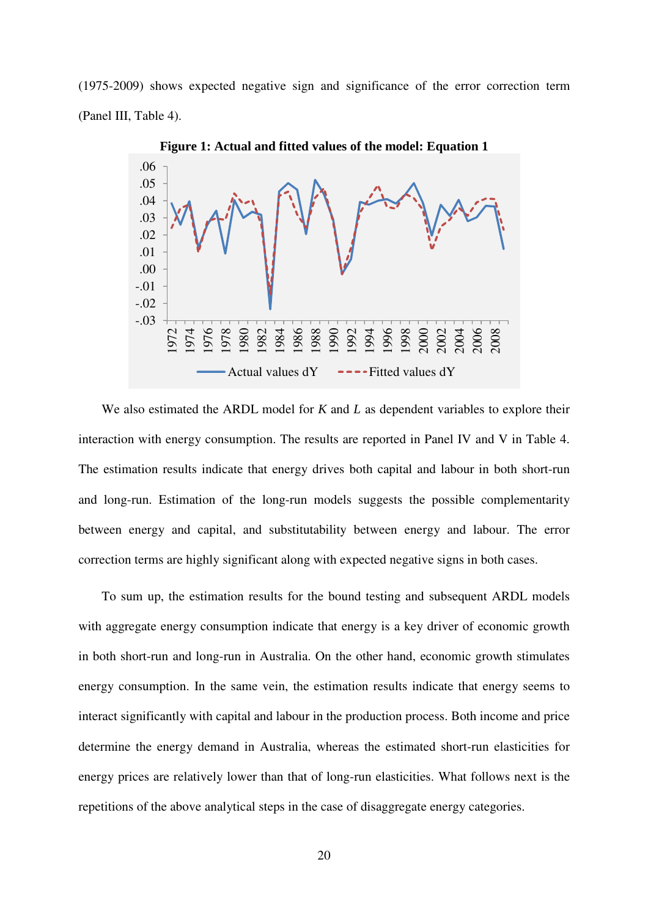(1975-2009) shows expected negative sign and significance of the error correction term (Panel III, Table 4).

**Figure 1: Actual and fitted values of the model: Equation 1**

We also estimated the ARDL model for *K* and *L* as dependent variables to explore their interaction with energy consumption. The results are reported in Panel IV and V in Table 4. The estimation results indicate that energy drives both capital and labour in both short-run and long-run. Estimation of the long-run models suggests the possible complementarity between energy and capital, and substitutability between energy and labour. The error correction terms are highly significant along with expected negative signs in both cases.

To sum up, the estimation results for the bound testing and subsequent ARDL models with aggregate energy consumption indicate that energy is a key driver of economic growth in both short-run and long-run in Australia. On the other hand, economic growth stimulates energy consumption. In the same vein, the estimation results indicate that energy seems to interact significantly with capital and labour in the production process. Both income and price determine the energy demand in Australia, whereas the estimated short-run elasticities for energy prices are relatively lower than that of long-run elasticities. What follows next is the repetitions of the above analytical steps in the case of disaggregate energy categories.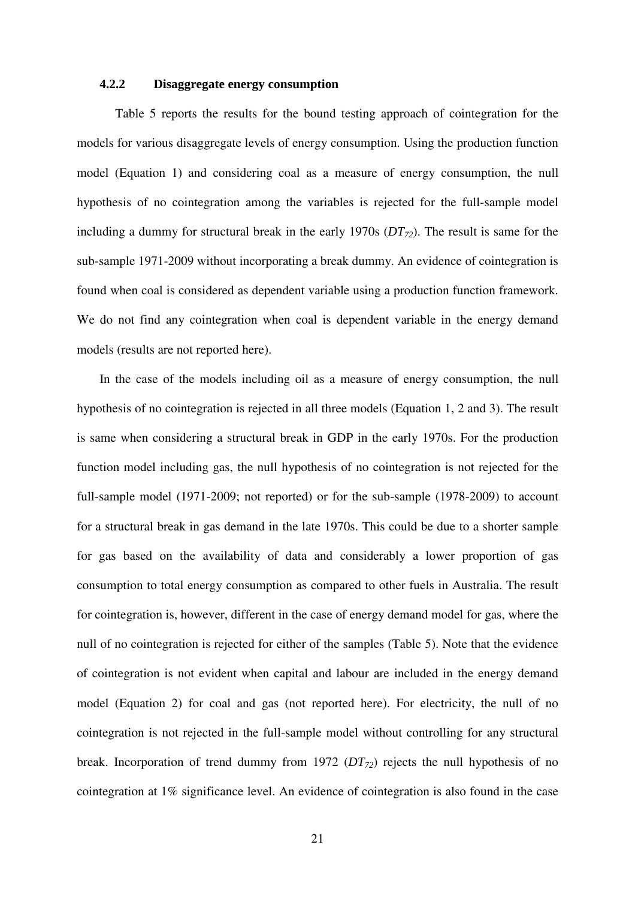### 4.2.2 Disaggregate energy consumption

Table 5 reports the results for the bound testing approach of cointegration for the models for various disaggregate levels of energy consumption. Using the production function model (Equation 1) and considering coal as a measure of energy consumption, the null hypothesis of no cointegration among the variables is rejected for the full-sample model including a dummy for structural break in the early 1970s ($DT_{72}$). The result is same for the sub-sample 1971-2009 without incorporating a break dummy. An evidence of cointegration is found when coal is considered as dependent variable using a production function framework. We do not find any cointegration when coal is dependent variable in the energy demand models (results are not reported here).

In the case of the models including oil as a measure of energy consumption, the null hypothesis of no cointegration is rejected in all three models (Equation 1, 2 and 3). The result is same when considering a structural break in GDP in the early 1970s. For the production function model including gas, the null hypothesis of no cointegration is not rejected for the full-sample model (1971-2009; not reported) or for the sub-sample (1978-2009) to account for a structural break in gas demand in the late 1970s. This could be due to a shorter sample for gas based on the availability of data and considerably a lower proportion of gas consumption to total energy consumption as compared to other fuels in Australia. The result for cointegration is, however, different in the case of energy demand model for gas, where the null of no cointegration is rejected for either of the samples (Table 5). Note that the evidence of cointegration is not evident when capital and labour are included in the energy demand model (Equation 2) for coal and gas (not reported here). For electricity, the null of no cointegration is not rejected in the full-sample model without controlling for any structural break. Incorporation of trend dummy from 1972 ($DT_{72}$) rejects the null hypothesis of no cointegration at 1% significance level. An evidence of cointegration is also found in the case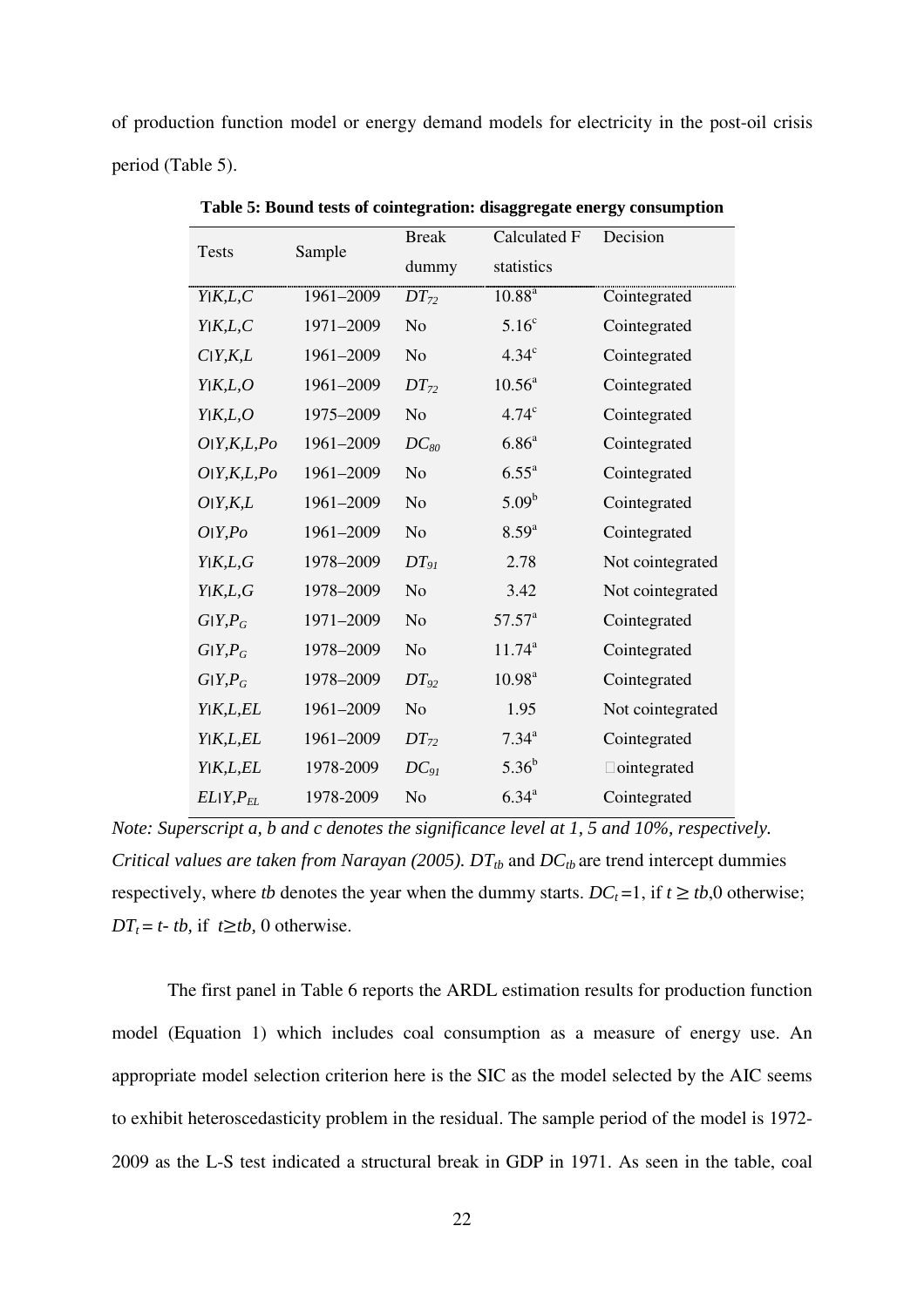of production function model or energy demand models for electricity in the post-oil crisis period (Table 5).

**Table 5: Bound tests of cointegration: disaggregate energy consumption**

| Tests | Sample | Break dummy | Calculated F statistics | Decision |
|---|---|---|---|---|
| *Y*\|*K*,*L*,*C* | 1961–2009 | $DT_{72}$ | $10.88^{a}$ | Cointegrated |
| *Y*\|*K*,*L*,*C* | 1971–2009 | No | $5.16^{c}$ | Cointegrated |
| *C*\|*Y*,*K*,*L* | 1961–2009 | No | $4.34^{c}$ | Cointegrated |
| *Y*\|*K*,*L*,*O* | 1961–2009 | $DT_{72}$ | $10.56^{a}$ | Cointegrated |
| *Y*\|*K*,*L*,*O* | 1975–2009 | No | $4.74^{c}$ | Cointegrated |
| *O*\|*Y*,*K*,*L*,*Po* | 1961–2009 | $DC_{80}$ | $6.86^{a}$ | Cointegrated |
| *O*\|*Y*,*K*,*L*,*Po* | 1961–2009 | No | $6.55^{a}$ | Cointegrated |
| *O*\|*Y*,*K*,*L* | 1961–2009 | No | $5.09^{b}$ | Cointegrated |
| *O*\|*Y*,*Po* | 1961–2009 | No | $8.59^{a}$ | Cointegrated |
| *Y*\|*K*,*L*,*G* | 1978–2009 | $DT_{91}$ | 2.78 | Not cointegrated |
| *Y*\|*K*,*L*,*G* | 1978–2009 | No | 3.42 | Not cointegrated |
| *G*\|*Y*,$P_G$ | 1971–2009 | No | $57.57^{a}$ | Cointegrated |
| *G*\|*Y*,$P_G$ | 1978–2009 | No | $11.74^{a}$ | Cointegrated |
| *G*\|*Y*,$P_G$ | 1978–2009 | $DT_{92}$ | $10.98^{a}$ | Cointegrated |
| *Y*\|*K*,*L*,*EL* | 1961–2009 | No | 1.95 | Not cointegrated |
| *Y*\|*K*,*L*,*EL* | 1961–2009 | $DT_{72}$ | $7.34^{a}$ | Cointegrated |
| *Y*\|*K*,*L*,*EL* | 1978-2009 | $DC_{91}$ | $5.36^{b}$ | Cointegrated |
| *EL*\|*Y*,$P_{EL}$ | 1978-2009 | No | $6.34^{a}$ | Cointegrated |

*Note: Superscript a, b and c denotes the significance level at 1, 5 and 10%, respectively. Critical values are taken from Narayan (2005).* $DT_{tb}$ and $DC_{tb}$ are trend intercept dummies respectively, where *tb* denotes the year when the dummy starts. $DC_t = 1$, if $t \geq tb$, 0 otherwise; $DT_t = t - tb$, if $t \geq tb$, 0 otherwise.

The first panel in Table 6 reports the ARDL estimation results for production function model (Equation 1) which includes coal consumption as a measure of energy use. An appropriate model selection criterion here is the SIC as the model selected by the AIC seems to exhibit heteroscedasticity problem in the residual. The sample period of the model is 1972-2009 as the L-S test indicated a structural break in GDP in 1971. As seen in the table, coal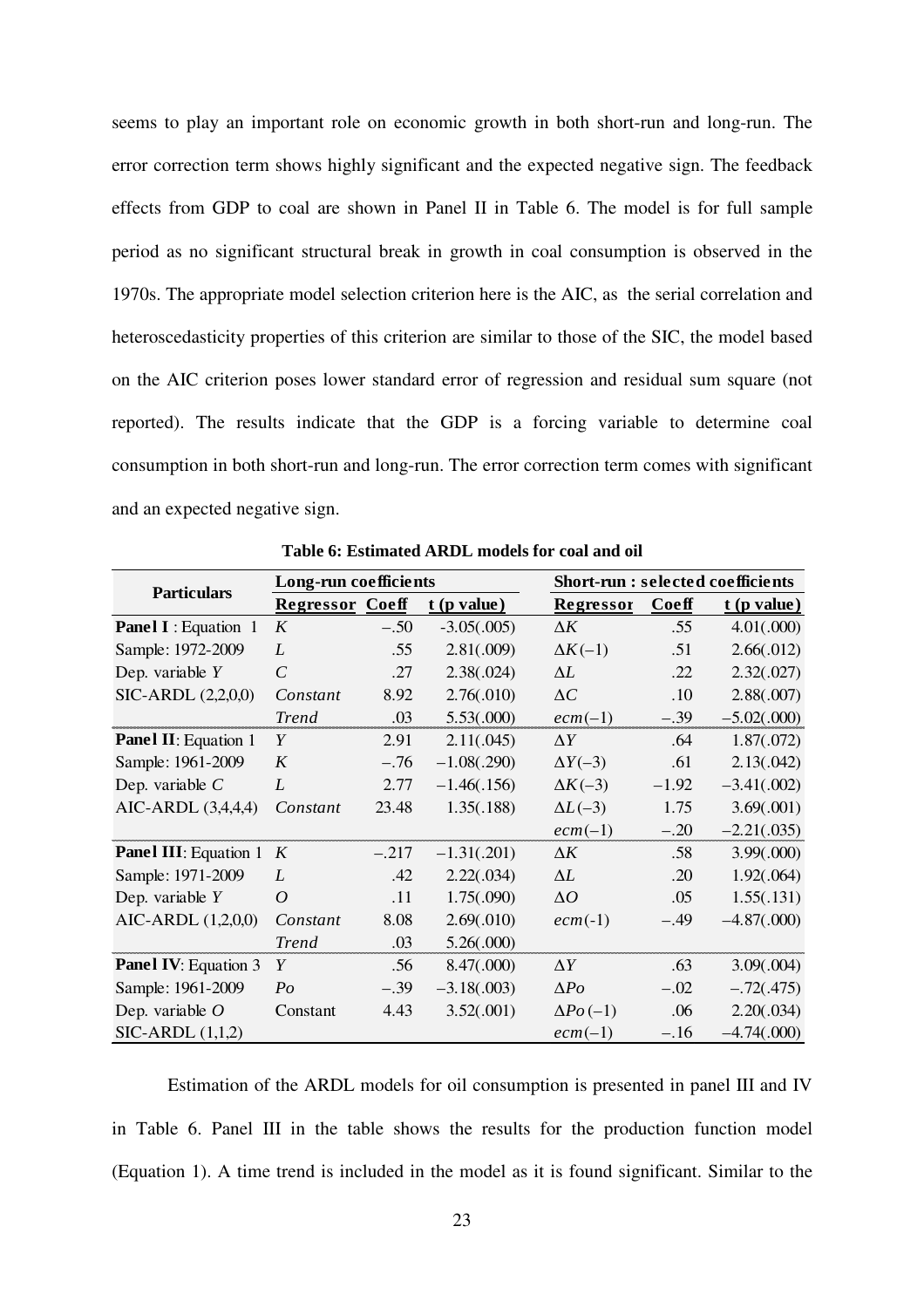seems to play an important role on economic growth in both short-run and long-run. The error correction term shows highly significant and the expected negative sign. The feedback effects from GDP to coal are shown in Panel II in Table 6. The model is for full sample period as no significant structural break in growth in coal consumption is observed in the 1970s. The appropriate model selection criterion here is the AIC, as the serial correlation and heteroscedasticity properties of this criterion are similar to those of the SIC, the model based on the AIC criterion poses lower standard error of regression and residual sum square (not reported). The results indicate that the GDP is a forcing variable to determine coal consumption in both short-run and long-run. The error correction term comes with significant and an expected negative sign.

**Table 6: Estimated ARDL models for coal and oil**

| Particulars | Long-run coefficients | | | Short-run : selected coefficients | | |
|---|---|---|---|---|---|---|
| | Regressor | Coeff | t (p value) | Regressor | Coeff | t (p value) |
| **Panel I** : Equation 1 | $K$ | $-.50$ | -3.05(.005) | $\Delta K$ | .55 | 4.01(.000) |
| Sample: 1972-2009 | $L$ | .55 | 2.81(.009) | $\Delta K(-1)$ | .51 | 2.66(.012) |
| Dep. variable $Y$ | $C$ | .27 | 2.38(.024) | $\Delta L$ | .22 | 2.32(.027) |
| SIC-ARDL (2,2,0,0) | *Constant* | 8.92 | 2.76(.010) | $\Delta C$ | .10 | 2.88(.007) |
| | *Trend* | .03 | 5.53(.000) | $ecm(-1)$ | $-.39$ | $-5.02(.000)$ |
| **Panel II**: Equation 1 | $Y$ | 2.91 | 2.11(.045) | $\Delta Y$ | .64 | 1.87(.072) |
| Sample: 1961-2009 | $K$ | $-.76$ | $-1.08(.290)$ | $\Delta Y(-3)$ | .61 | 2.13(.042) |
| Dep. variable $C$ | $L$ | 2.77 | $-1.46(.156)$ | $\Delta K(-3)$ | $-1.92$ | $-3.41(.002)$ |
| AIC-ARDL (3,4,4,4) | *Constant* | 23.48 | 1.35(.188) | $\Delta L(-3)$ | 1.75 | 3.69(.001) |
| | | | | $ecm(-1)$ | $-.20$ | $-2.21(.035)$ |
| **Panel III**: Equation 1 | $K$ | $-.217$ | $-1.31(.201)$ | $\Delta K$ | .58 | 3.99(.000) |
| Sample: 1971-2009 | $L$ | .42 | 2.22(.034) | $\Delta L$ | .20 | 1.92(.064) |
| Dep. variable $Y$ | $O$ | .11 | 1.75(.090) | $\Delta O$ | .05 | 1.55(.131) |
| AIC-ARDL (1,2,0,0) | *Constant* | 8.08 | 2.69(.010) | $ecm(-1)$ | $-.49$ | $-4.87(.000)$ |
| | *Trend* | .03 | 5.26(.000) | | | |
| **Panel IV**: Equation 3 | $Y$ | .56 | 8.47(.000) | $\Delta Y$ | .63 | 3.09(.004) |
| Sample: 1961-2009 | $Po$ | $-.39$ | $-3.18(.003)$ | $\Delta Po$ | $-.02$ | $-.72(.475)$ |
| Dep. variable $O$ | Constant | 4.43 | 3.52(.001) | $\Delta Po(-1)$ | .06 | 2.20(.034) |
| SIC-ARDL (1,1,2) | | | | $ecm(-1)$ | $-.16$ | $-4.74(.000)$ |

Estimation of the ARDL models for oil consumption is presented in panel III and IV in Table 6. Panel III in the table shows the results for the production function model (Equation 1). A time trend is included in the model as it is found significant. Similar to the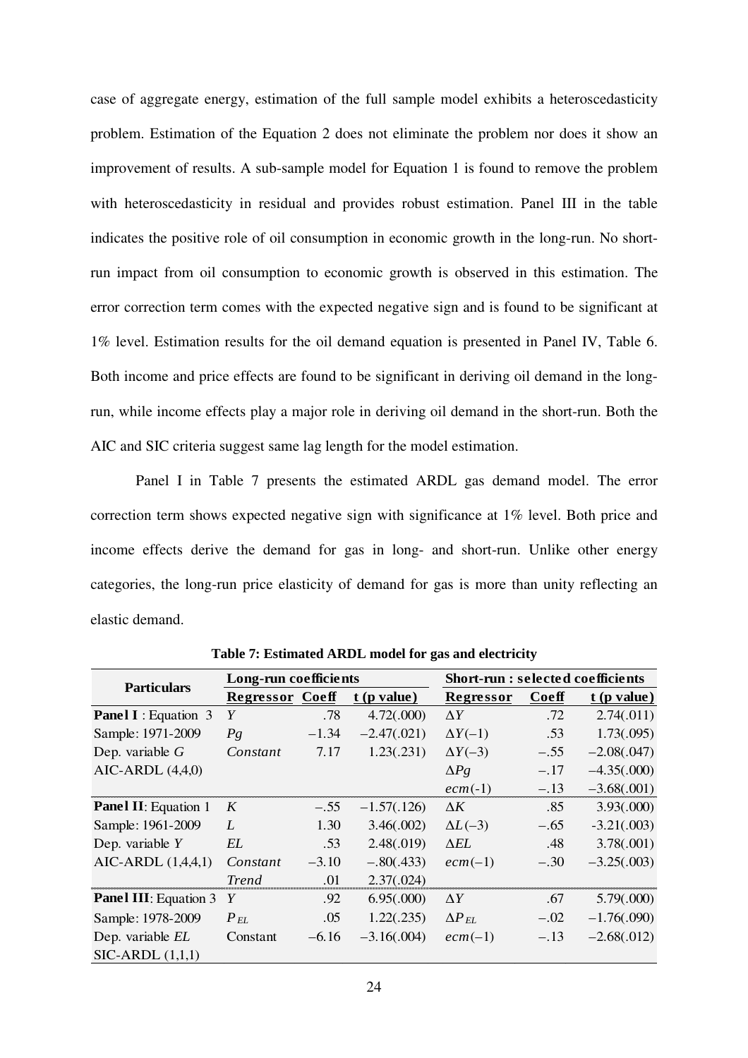case of aggregate energy, estimation of the full sample model exhibits a heteroscedasticity problem. Estimation of the Equation 2 does not eliminate the problem nor does it show an improvement of results. A sub-sample model for Equation 1 is found to remove the problem with heteroscedasticity in residual and provides robust estimation. Panel III in the table indicates the positive role of oil consumption in economic growth in the long-run. No short-run impact from oil consumption to economic growth is observed in this estimation. The error correction term comes with the expected negative sign and is found to be significant at 1% level. Estimation results for the oil demand equation is presented in Panel IV, Table 6. Both income and price effects are found to be significant in deriving oil demand in the long-run, while income effects play a major role in deriving oil demand in the short-run. Both the AIC and SIC criteria suggest same lag length for the model estimation.

Panel I in Table 7 presents the estimated ARDL gas demand model. The error correction term shows expected negative sign with significance at 1% level. Both price and income effects derive the demand for gas in long- and short-run. Unlike other energy categories, the long-run price elasticity of demand for gas is more than unity reflecting an elastic demand.

**Table 7: Estimated ARDL model for gas and electricity**

| Particulars | Long-run coefficients | | | Short-run : selected coefficients | | |
|---|---|---|---|---|---|---|
| | Regressor | Coeff | t (p value) | Regressor | Coeff | t (p value) |
| **Panel I** : Equation 3 | $Y$ | .78 | 4.72(.000) | $\Delta Y$ | .72 | 2.74(.011) |
| Sample: 1971-2009 | $Pg$ | $-1.34$ | $-2.47$(.021) | $\Delta Y(-1)$ | .53 | 1.73(.095) |
| Dep. variable $G$ | *Constant* | 7.17 | 1.23(.231) | $\Delta Y(-3)$ | $-.55$ | $-2.08$(.047) |
| AIC-ARDL (4,4,0) | | | | $\Delta Pg$ | $-.17$ | $-4.35$(.000) |
| | | | | $ecm(-1)$ | $-.13$ | $-3.68$(.001) |
| **Panel II**: Equation 1 | $K$ | $-.55$ | $-1.57$(.126) | $\Delta K$ | .85 | 3.93(.000) |
| Sample: 1961-2009 | $L$ | 1.30 | 3.46(.002) | $\Delta L(-3)$ | $-.65$ | $-3.21$(.003) |
| Dep. variable $Y$ | $EL$ | .53 | 2.48(.019) | $\Delta EL$ | .48 | 3.78(.001) |
| AIC-ARDL (1,4,4,1) | *Constant* | $-3.10$ | $-.80$(.433) | $ecm(-1)$ | $-.30$ | $-3.25$(.003) |
| | *Trend* | .01 | 2.37(.024) | | | |
| **Panel III**: Equation 3 | $Y$ | .92 | 6.95(.000) | $\Delta Y$ | .67 | 5.79(.000) |
| Sample: 1978-2009 | $P_{EL}$ | .05 | 1.22(.235) | $\Delta P_{EL}$ | $-.02$ | $-1.76$(.090) |
| Dep. variable $EL$ | Constant | $-6.16$ | $-3.16$(.004) | $ecm(-1)$ | $-.13$ | $-2.68$(.012) |
| SIC-ARDL (1,1,1) | | | | | | |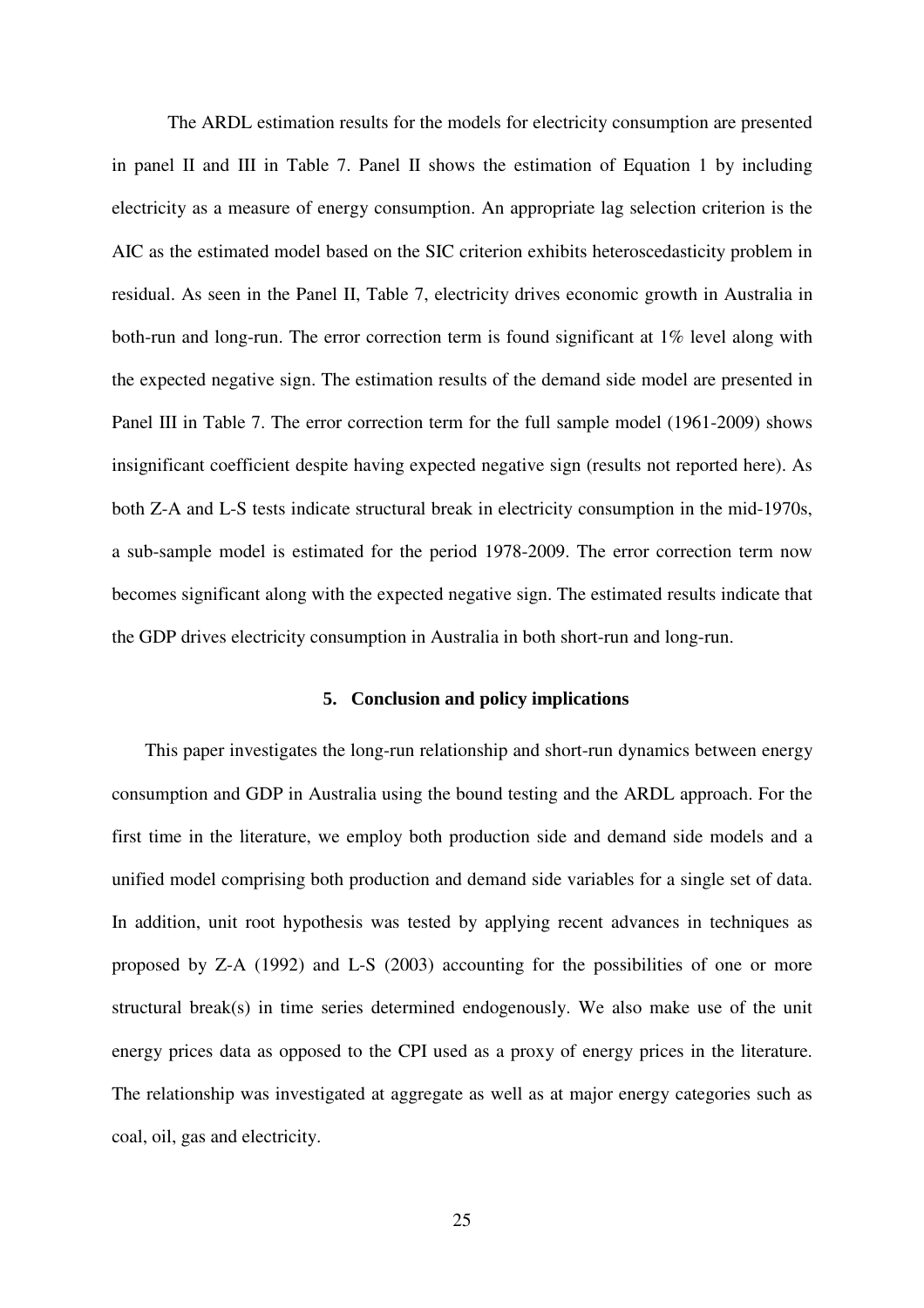The ARDL estimation results for the models for electricity consumption are presented in panel II and III in Table 7. Panel II shows the estimation of Equation 1 by including electricity as a measure of energy consumption. An appropriate lag selection criterion is the AIC as the estimated model based on the SIC criterion exhibits heteroscedasticity problem in residual. As seen in the Panel II, Table 7, electricity drives economic growth in Australia in both-run and long-run. The error correction term is found significant at 1% level along with the expected negative sign. The estimation results of the demand side model are presented in Panel III in Table 7. The error correction term for the full sample model (1961-2009) shows insignificant coefficient despite having expected negative sign (results not reported here). As both Z-A and L-S tests indicate structural break in electricity consumption in the mid-1970s, a sub-sample model is estimated for the period 1978-2009. The error correction term now becomes significant along with the expected negative sign. The estimated results indicate that the GDP drives electricity consumption in Australia in both short-run and long-run.

## 5. Conclusion and policy implications

This paper investigates the long-run relationship and short-run dynamics between energy consumption and GDP in Australia using the bound testing and the ARDL approach. For the first time in the literature, we employ both production side and demand side models and a unified model comprising both production and demand side variables for a single set of data. In addition, unit root hypothesis was tested by applying recent advances in techniques as proposed by Z-A (1992) and L-S (2003) accounting for the possibilities of one or more structural break(s) in time series determined endogenously. We also make use of the unit energy prices data as opposed to the CPI used as a proxy of energy prices in the literature. The relationship was investigated at aggregate as well as at major energy categories such as coal, oil, gas and electricity.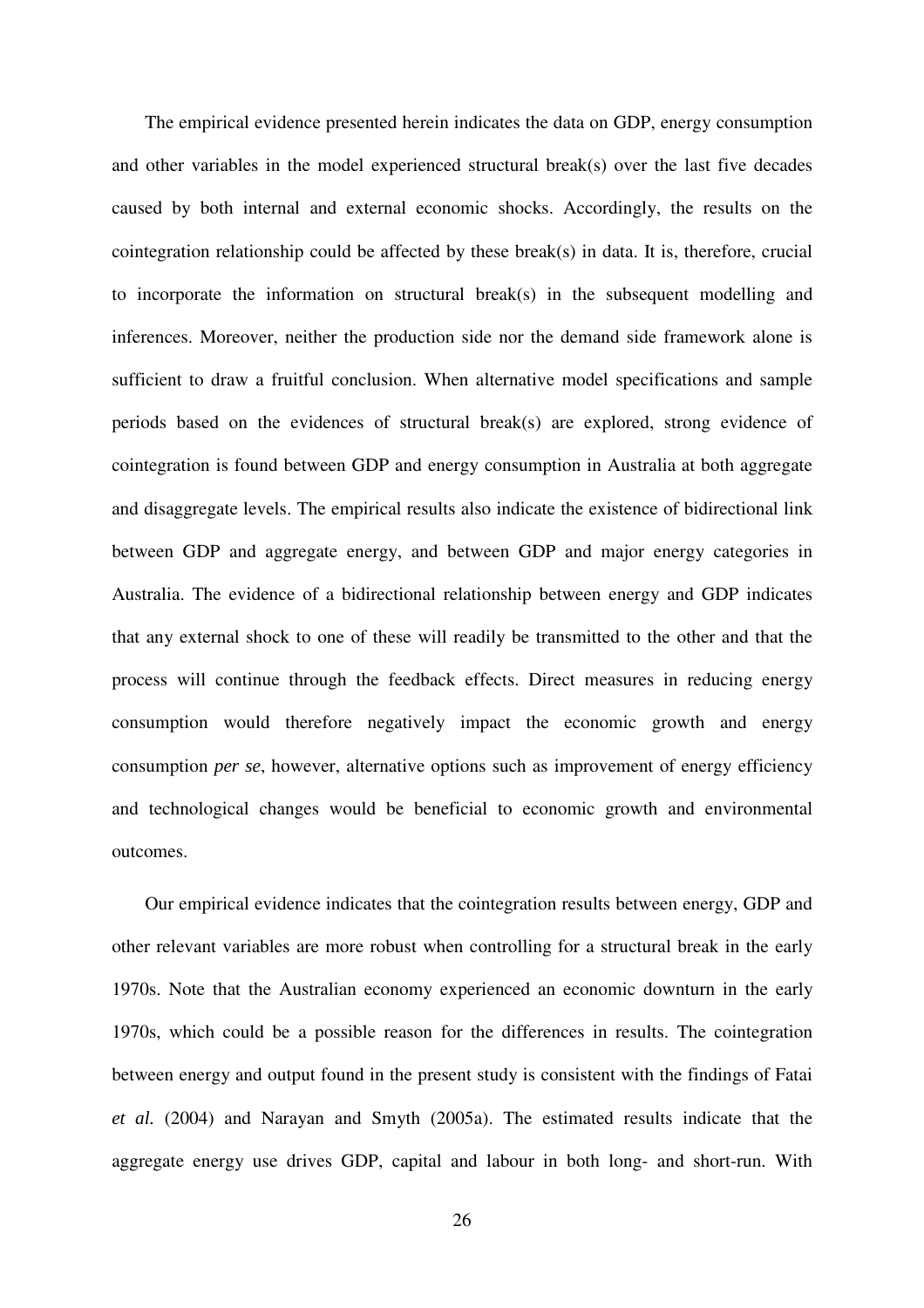The empirical evidence presented herein indicates the data on GDP, energy consumption and other variables in the model experienced structural break(s) over the last five decades caused by both internal and external economic shocks. Accordingly, the results on the cointegration relationship could be affected by these break(s) in data. It is, therefore, crucial to incorporate the information on structural break(s) in the subsequent modelling and inferences. Moreover, neither the production side nor the demand side framework alone is sufficient to draw a fruitful conclusion. When alternative model specifications and sample periods based on the evidences of structural break(s) are explored, strong evidence of cointegration is found between GDP and energy consumption in Australia at both aggregate and disaggregate levels. The empirical results also indicate the existence of bidirectional link between GDP and aggregate energy, and between GDP and major energy categories in Australia. The evidence of a bidirectional relationship between energy and GDP indicates that any external shock to one of these will readily be transmitted to the other and that the process will continue through the feedback effects. Direct measures in reducing energy consumption would therefore negatively impact the economic growth and energy consumption *per se*, however, alternative options such as improvement of energy efficiency and technological changes would be beneficial to economic growth and environmental outcomes.

Our empirical evidence indicates that the cointegration results between energy, GDP and other relevant variables are more robust when controlling for a structural break in the early 1970s. Note that the Australian economy experienced an economic downturn in the early 1970s, which could be a possible reason for the differences in results. The cointegration between energy and output found in the present study is consistent with the findings of Fatai *et al.* (2004) and Narayan and Smyth (2005a). The estimated results indicate that the aggregate energy use drives GDP, capital and labour in both long- and short-run. With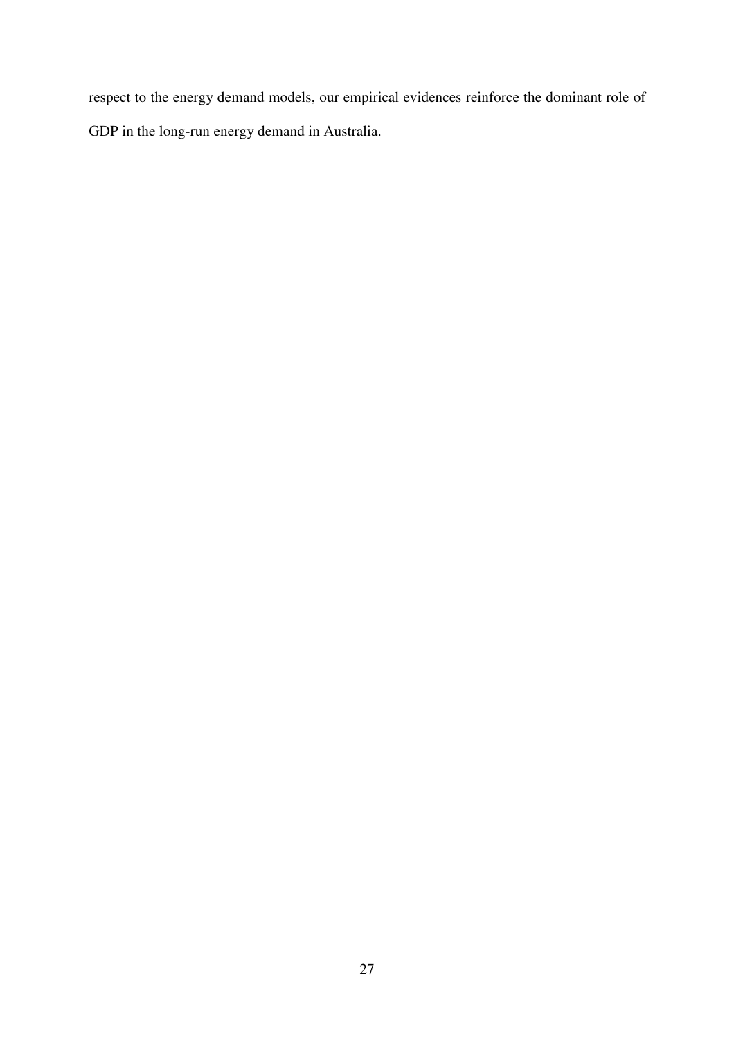respect to the energy demand models, our empirical evidences reinforce the dominant role of GDP in the long-run energy demand in Australia.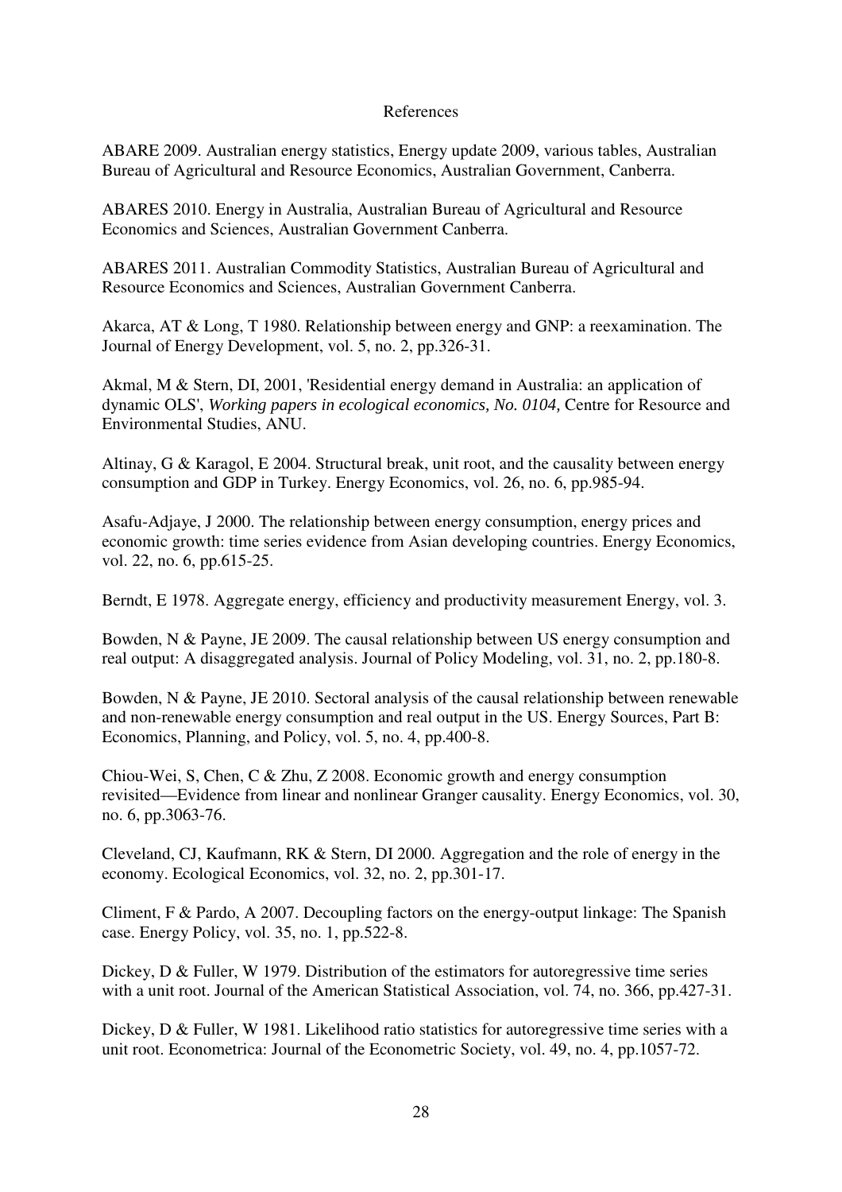# References

ABARE 2009. Australian energy statistics, Energy update 2009, various tables, Australian Bureau of Agricultural and Resource Economics, Australian Government, Canberra.

ABARES 2010. Energy in Australia, Australian Bureau of Agricultural and Resource Economics and Sciences, Australian Government Canberra.

ABARES 2011. Australian Commodity Statistics, Australian Bureau of Agricultural and Resource Economics and Sciences, Australian Government Canberra.

Akarca, AT & Long, T 1980. Relationship between energy and GNP: a reexamination. The Journal of Energy Development, vol. 5, no. 2, pp.326-31.

Akmal, M & Stern, DI, 2001, 'Residential energy demand in Australia: an application of dynamic OLS', *Working papers in ecological economics, No. 0104,* Centre for Resource and Environmental Studies, ANU.

Altinay, G & Karagol, E 2004. Structural break, unit root, and the causality between energy consumption and GDP in Turkey. Energy Economics, vol. 26, no. 6, pp.985-94.

Asafu-Adjaye, J 2000. The relationship between energy consumption, energy prices and economic growth: time series evidence from Asian developing countries. Energy Economics, vol. 22, no. 6, pp.615-25.

Berndt, E 1978. Aggregate energy, efficiency and productivity measurement Energy, vol. 3.

Bowden, N & Payne, JE 2009. The causal relationship between US energy consumption and real output: A disaggregated analysis. Journal of Policy Modeling, vol. 31, no. 2, pp.180-8.

Bowden, N & Payne, JE 2010. Sectoral analysis of the causal relationship between renewable and non-renewable energy consumption and real output in the US. Energy Sources, Part B: Economics, Planning, and Policy, vol. 5, no. 4, pp.400-8.

Chiou-Wei, S, Chen, C & Zhu, Z 2008. Economic growth and energy consumption revisited—Evidence from linear and nonlinear Granger causality. Energy Economics, vol. 30, no. 6, pp.3063-76.

Cleveland, CJ, Kaufmann, RK & Stern, DI 2000. Aggregation and the role of energy in the economy. Ecological Economics, vol. 32, no. 2, pp.301-17.

Climent, F & Pardo, A 2007. Decoupling factors on the energy-output linkage: The Spanish case. Energy Policy, vol. 35, no. 1, pp.522-8.

Dickey, D & Fuller, W 1979. Distribution of the estimators for autoregressive time series with a unit root. Journal of the American Statistical Association, vol. 74, no. 366, pp.427-31.

Dickey, D & Fuller, W 1981. Likelihood ratio statistics for autoregressive time series with a unit root. Econometrica: Journal of the Econometric Society, vol. 49, no. 4, pp.1057-72.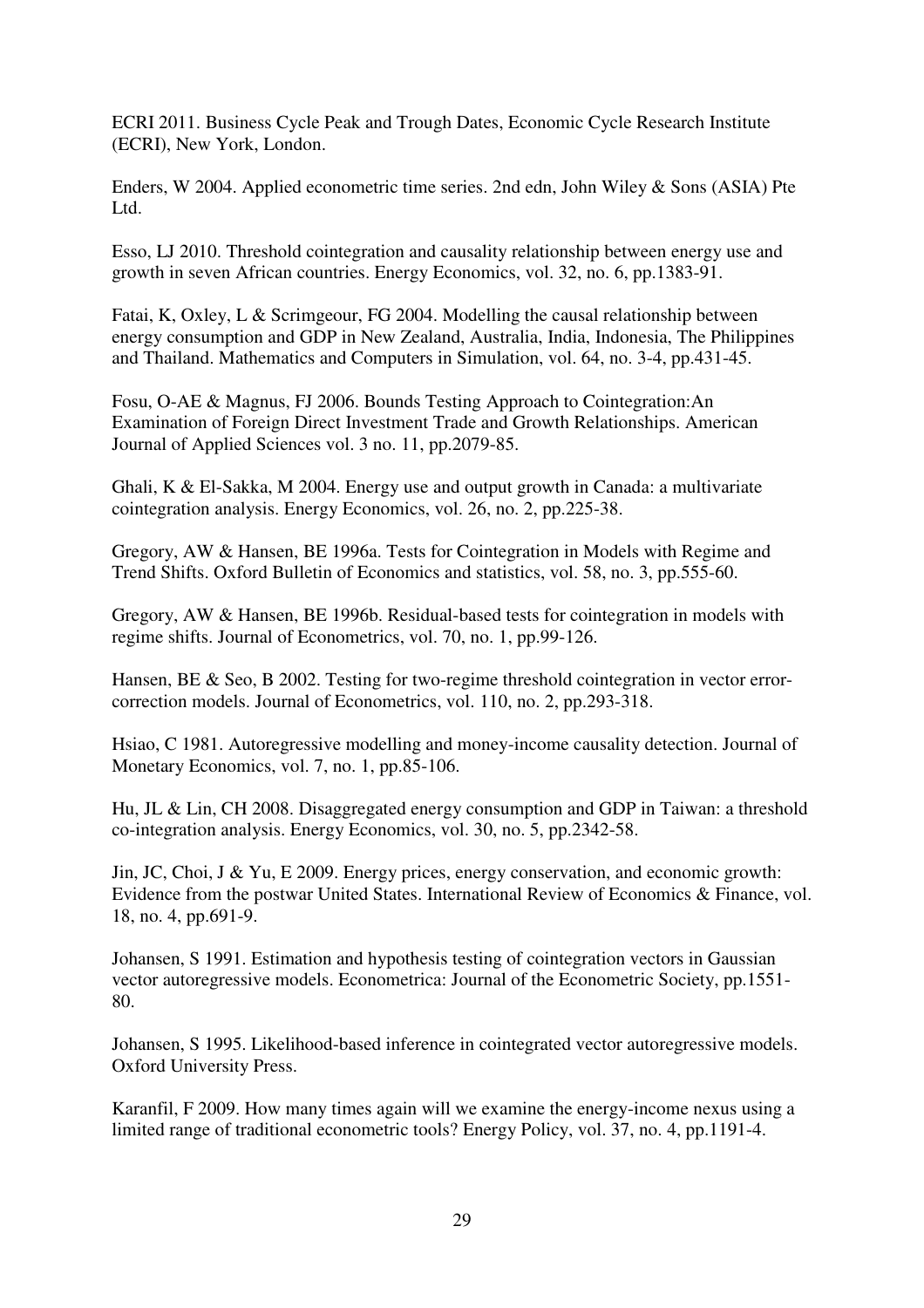ECRI 2011. Business Cycle Peak and Trough Dates, Economic Cycle Research Institute (ECRI), New York, London.

Enders, W 2004. Applied econometric time series. 2nd edn, John Wiley & Sons (ASIA) Pte Ltd.

Esso, LJ 2010. Threshold cointegration and causality relationship between energy use and growth in seven African countries. Energy Economics, vol. 32, no. 6, pp.1383-91.

Fatai, K, Oxley, L & Scrimgeour, FG 2004. Modelling the causal relationship between energy consumption and GDP in New Zealand, Australia, India, Indonesia, The Philippines and Thailand. Mathematics and Computers in Simulation, vol. 64, no. 3-4, pp.431-45.

Fosu, O-AE & Magnus, FJ 2006. Bounds Testing Approach to Cointegration:An Examination of Foreign Direct Investment Trade and Growth Relationships. American Journal of Applied Sciences vol. 3 no. 11, pp.2079-85.

Ghali, K & El-Sakka, M 2004. Energy use and output growth in Canada: a multivariate cointegration analysis. Energy Economics, vol. 26, no. 2, pp.225-38.

Gregory, AW & Hansen, BE 1996a. Tests for Cointegration in Models with Regime and Trend Shifts. Oxford Bulletin of Economics and statistics, vol. 58, no. 3, pp.555-60.

Gregory, AW & Hansen, BE 1996b. Residual-based tests for cointegration in models with regime shifts. Journal of Econometrics, vol. 70, no. 1, pp.99-126.

Hansen, BE & Seo, B 2002. Testing for two-regime threshold cointegration in vector error-correction models. Journal of Econometrics, vol. 110, no. 2, pp.293-318.

Hsiao, C 1981. Autoregressive modelling and money-income causality detection. Journal of Monetary Economics, vol. 7, no. 1, pp.85-106.

Hu, JL & Lin, CH 2008. Disaggregated energy consumption and GDP in Taiwan: a threshold co-integration analysis. Energy Economics, vol. 30, no. 5, pp.2342-58.

Jin, JC, Choi, J & Yu, E 2009. Energy prices, energy conservation, and economic growth: Evidence from the postwar United States. International Review of Economics & Finance, vol. 18, no. 4, pp.691-9.

Johansen, S 1991. Estimation and hypothesis testing of cointegration vectors in Gaussian vector autoregressive models. Econometrica: Journal of the Econometric Society, pp.1551-80.

Johansen, S 1995. Likelihood-based inference in cointegrated vector autoregressive models. Oxford University Press.

Karanfil, F 2009. How many times again will we examine the energy-income nexus using a limited range of traditional econometric tools? Energy Policy, vol. 37, no. 4, pp.1191-4.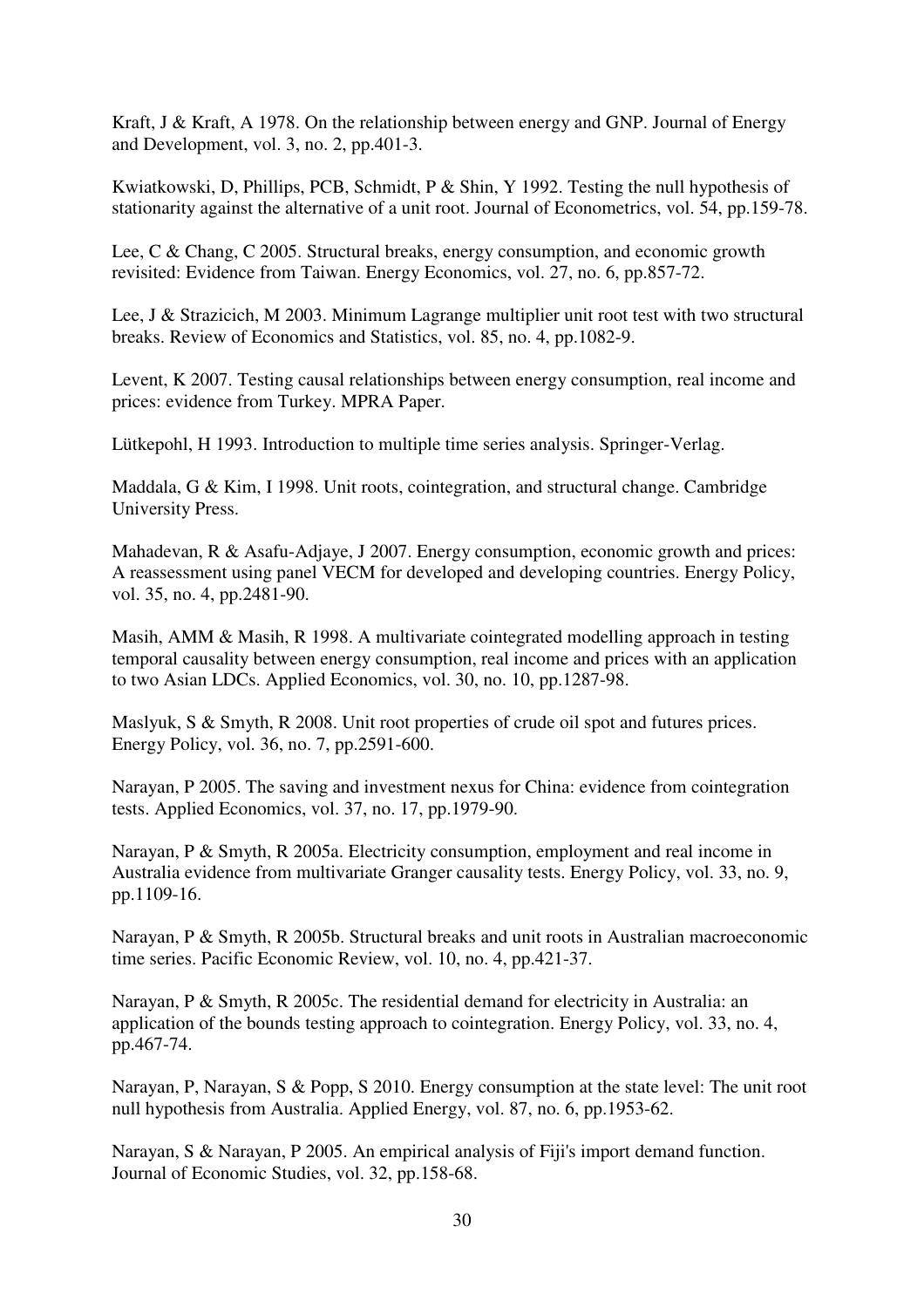Kraft, J & Kraft, A 1978. On the relationship between energy and GNP. Journal of Energy and Development, vol. 3, no. 2, pp.401-3.

Kwiatkowski, D, Phillips, PCB, Schmidt, P & Shin, Y 1992. Testing the null hypothesis of stationarity against the alternative of a unit root. Journal of Econometrics, vol. 54, pp.159-78.

Lee, C & Chang, C 2005. Structural breaks, energy consumption, and economic growth revisited: Evidence from Taiwan. Energy Economics, vol. 27, no. 6, pp.857-72.

Lee, J & Strazicich, M 2003. Minimum Lagrange multiplier unit root test with two structural breaks. Review of Economics and Statistics, vol. 85, no. 4, pp.1082-9.

Levent, K 2007. Testing causal relationships between energy consumption, real income and prices: evidence from Turkey. MPRA Paper.

Lütkepohl, H 1993. Introduction to multiple time series analysis. Springer-Verlag.

Maddala, G & Kim, I 1998. Unit roots, cointegration, and structural change. Cambridge University Press.

Mahadevan, R & Asafu-Adjaye, J 2007. Energy consumption, economic growth and prices: A reassessment using panel VECM for developed and developing countries. Energy Policy, vol. 35, no. 4, pp.2481-90.

Masih, AMM & Masih, R 1998. A multivariate cointegrated modelling approach in testing temporal causality between energy consumption, real income and prices with an application to two Asian LDCs. Applied Economics, vol. 30, no. 10, pp.1287-98.

Maslyuk, S & Smyth, R 2008. Unit root properties of crude oil spot and futures prices. Energy Policy, vol. 36, no. 7, pp.2591-600.

Narayan, P 2005. The saving and investment nexus for China: evidence from cointegration tests. Applied Economics, vol. 37, no. 17, pp.1979-90.

Narayan, P & Smyth, R 2005a. Electricity consumption, employment and real income in Australia evidence from multivariate Granger causality tests. Energy Policy, vol. 33, no. 9, pp.1109-16.

Narayan, P & Smyth, R 2005b. Structural breaks and unit roots in Australian macroeconomic time series. Pacific Economic Review, vol. 10, no. 4, pp.421-37.

Narayan, P & Smyth, R 2005c. The residential demand for electricity in Australia: an application of the bounds testing approach to cointegration. Energy Policy, vol. 33, no. 4, pp.467-74.

Narayan, P, Narayan, S & Popp, S 2010. Energy consumption at the state level: The unit root null hypothesis from Australia. Applied Energy, vol. 87, no. 6, pp.1953-62.

Narayan, S & Narayan, P 2005. An empirical analysis of Fiji's import demand function. Journal of Economic Studies, vol. 32, pp.158-68.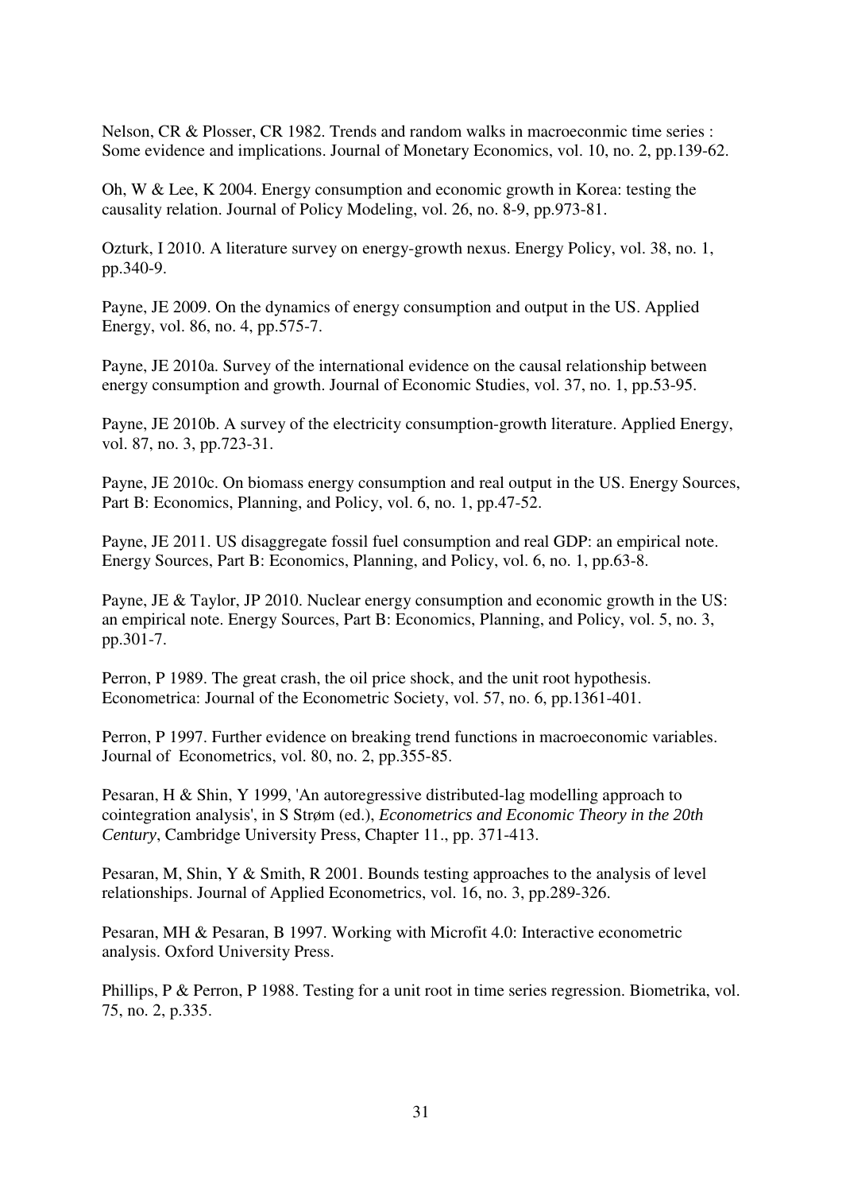Nelson, CR & Plosser, CR 1982. Trends and random walks in macroeconmic time series : Some evidence and implications. Journal of Monetary Economics, vol. 10, no. 2, pp.139-62.

Oh, W & Lee, K 2004. Energy consumption and economic growth in Korea: testing the causality relation. Journal of Policy Modeling, vol. 26, no. 8-9, pp.973-81.

Ozturk, I 2010. A literature survey on energy-growth nexus. Energy Policy, vol. 38, no. 1, pp.340-9.

Payne, JE 2009. On the dynamics of energy consumption and output in the US. Applied Energy, vol. 86, no. 4, pp.575-7.

Payne, JE 2010a. Survey of the international evidence on the causal relationship between energy consumption and growth. Journal of Economic Studies, vol. 37, no. 1, pp.53-95.

Payne, JE 2010b. A survey of the electricity consumption-growth literature. Applied Energy, vol. 87, no. 3, pp.723-31.

Payne, JE 2010c. On biomass energy consumption and real output in the US. Energy Sources, Part B: Economics, Planning, and Policy, vol. 6, no. 1, pp.47-52.

Payne, JE 2011. US disaggregate fossil fuel consumption and real GDP: an empirical note. Energy Sources, Part B: Economics, Planning, and Policy, vol. 6, no. 1, pp.63-8.

Payne, JE & Taylor, JP 2010. Nuclear energy consumption and economic growth in the US: an empirical note. Energy Sources, Part B: Economics, Planning, and Policy, vol. 5, no. 3, pp.301-7.

Perron, P 1989. The great crash, the oil price shock, and the unit root hypothesis. Econometrica: Journal of the Econometric Society, vol. 57, no. 6, pp.1361-401.

Perron, P 1997. Further evidence on breaking trend functions in macroeconomic variables. Journal of Econometrics, vol. 80, no. 2, pp.355-85.

Pesaran, H & Shin, Y 1999, 'An autoregressive distributed-lag modelling approach to cointegration analysis', in S Strøm (ed.), *Econometrics and Economic Theory in the 20th Century*, Cambridge University Press, Chapter 11., pp. 371-413.

Pesaran, M, Shin, Y & Smith, R 2001. Bounds testing approaches to the analysis of level relationships. Journal of Applied Econometrics, vol. 16, no. 3, pp.289-326.

Pesaran, MH & Pesaran, B 1997. Working with Microfit 4.0: Interactive econometric analysis. Oxford University Press.

Phillips, P & Perron, P 1988. Testing for a unit root in time series regression. Biometrika, vol. 75, no. 2, p.335.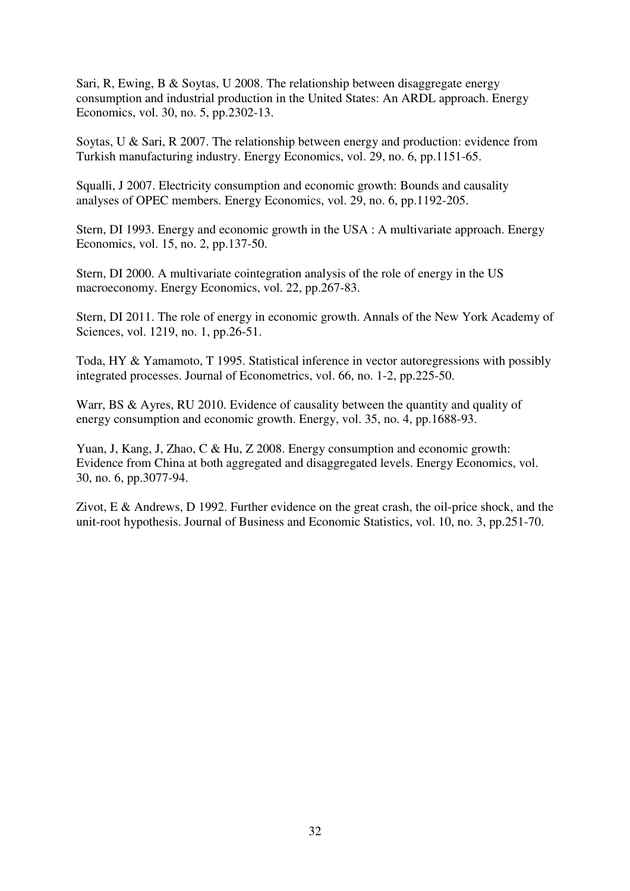Sari, R, Ewing, B & Soytas, U 2008. The relationship between disaggregate energy consumption and industrial production in the United States: An ARDL approach. Energy Economics, vol. 30, no. 5, pp.2302-13.

Soytas, U & Sari, R 2007. The relationship between energy and production: evidence from Turkish manufacturing industry. Energy Economics, vol. 29, no. 6, pp.1151-65.

Squalli, J 2007. Electricity consumption and economic growth: Bounds and causality analyses of OPEC members. Energy Economics, vol. 29, no. 6, pp.1192-205.

Stern, DI 1993. Energy and economic growth in the USA : A multivariate approach. Energy Economics, vol. 15, no. 2, pp.137-50.

Stern, DI 2000. A multivariate cointegration analysis of the role of energy in the US macroeconomy. Energy Economics, vol. 22, pp.267-83.

Stern, DI 2011. The role of energy in economic growth. Annals of the New York Academy of Sciences, vol. 1219, no. 1, pp.26-51.

Toda, HY & Yamamoto, T 1995. Statistical inference in vector autoregressions with possibly integrated processes. Journal of Econometrics, vol. 66, no. 1-2, pp.225-50.

Warr, BS & Ayres, RU 2010. Evidence of causality between the quantity and quality of energy consumption and economic growth. Energy, vol. 35, no. 4, pp.1688-93.

Yuan, J, Kang, J, Zhao, C & Hu, Z 2008. Energy consumption and economic growth: Evidence from China at both aggregated and disaggregated levels. Energy Economics, vol. 30, no. 6, pp.3077-94.

Zivot, E & Andrews, D 1992. Further evidence on the great crash, the oil-price shock, and the unit-root hypothesis. Journal of Business and Economic Statistics, vol. 10, no. 3, pp.251-70.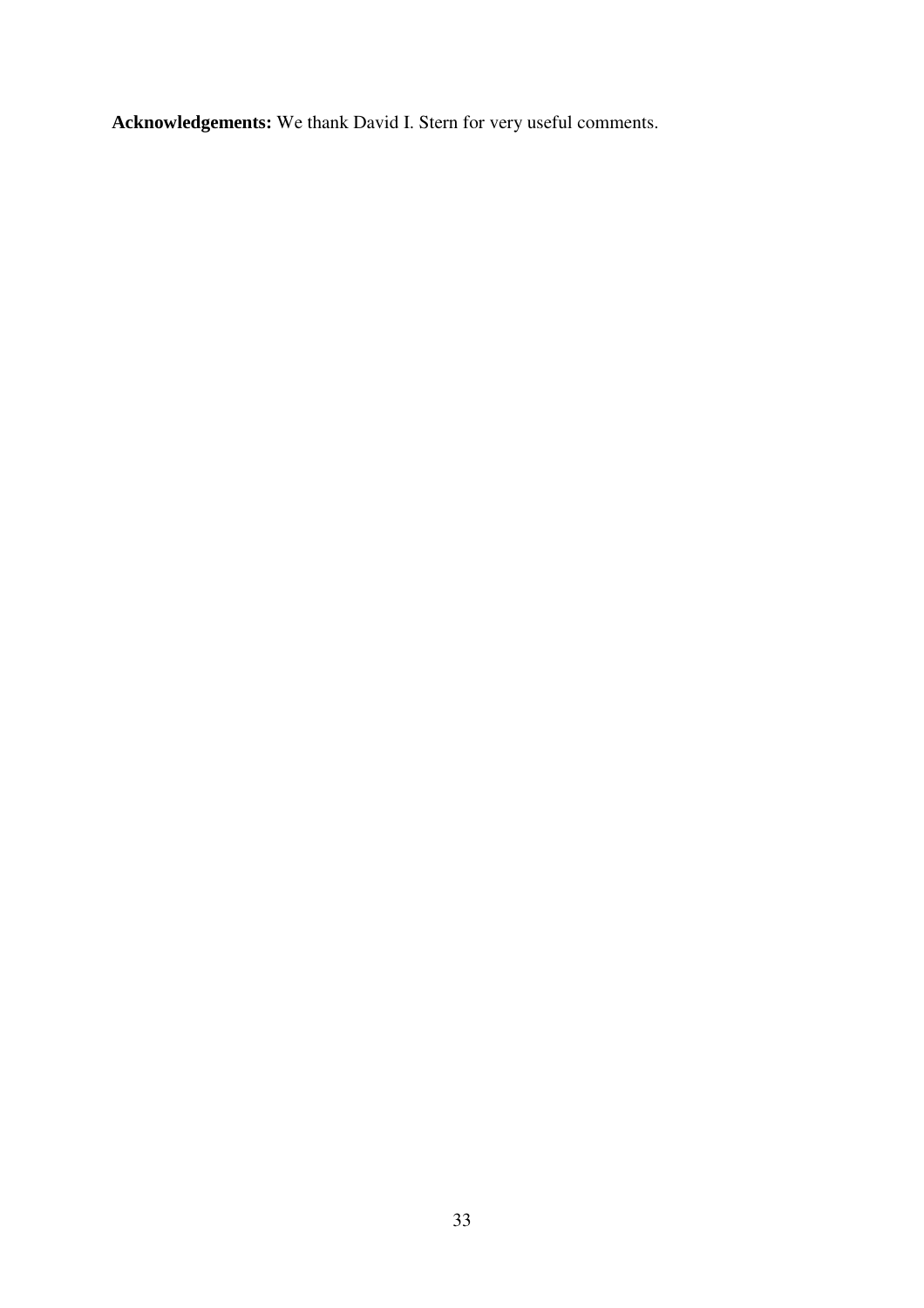**Acknowledgements:** We thank David I. Stern for very useful comments.